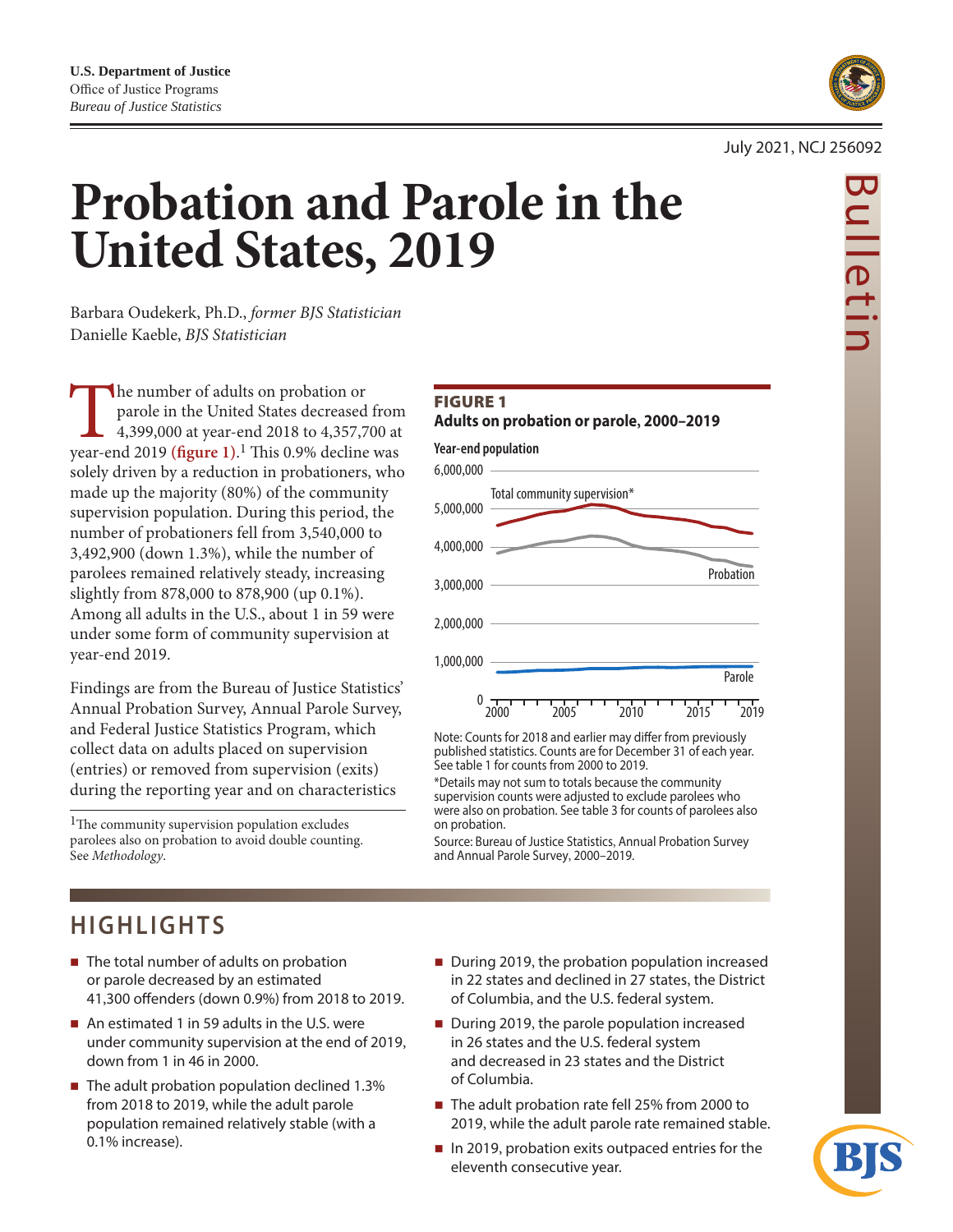**U.S. Department of Justice**
Office of Justice Programs
*Bureau of Justice Statistics*

July 2021, NCJ 256092

Bulletin

# Probation and Parole in the United States, 2019

Barbara Oudekerk, Ph.D., *former BJS Statistician*
Danielle Kaeble, *BJS Statistician*

The number of adults on probation or parole in the United States decreased from 4,399,000 at year-end 2018 to 4,357,700 at year-end 2019 **(figure 1)**.[1] This 0.9% decline was solely driven by a reduction in probationers, who made up the majority (80%) of the community supervision population. During this period, the number of probationers fell from 3,540,000 to 3,492,900 (down 1.3%), while the number of parolees remained relatively steady, increasing slightly from 878,000 to 878,900 (up 0.1%). Among all adults in the U.S., about 1 in 59 were under some form of community supervision at year-end 2019.

Findings are from the Bureau of Justice Statistics' Annual Probation Survey, Annual Parole Survey, and Federal Justice Statistics Program, which collect data on adults placed on supervision (entries) or removed from supervision (exits) during the reporting year and on characteristics

[1]The community supervision population excludes parolees also on probation to avoid double counting. See *Methodology*.

**FIGURE 1**
**Adults on probation or parole, 2000–2019**

Note: Counts for 2018 and earlier may differ from previously published statistics. Counts are for December 31 of each year. See table 1 for counts from 2000 to 2019.
*Details may not sum to totals because the community supervision counts were adjusted to exclude parolees who were also on probation. See table 3 for counts of parolees also on probation.
Source: Bureau of Justice Statistics, Annual Probation Survey and Annual Parole Survey, 2000–2019.

## HIGHLIGHTS

- The total number of adults on probation or parole decreased by an estimated 41,300 offenders (down 0.9%) from 2018 to 2019.
- An estimated 1 in 59 adults in the U.S. were under community supervision at the end of 2019, down from 1 in 46 in 2000.
- The adult probation population declined 1.3% from 2018 to 2019, while the adult parole population remained relatively stable (with a 0.1% increase).
- During 2019, the probation population increased in 22 states and declined in 27 states, the District of Columbia, and the U.S. federal system.
- During 2019, the parole population increased in 26 states and the U.S. federal system and decreased in 23 states and the District of Columbia.
- The adult probation rate fell 25% from 2000 to 2019, while the adult parole rate remained stable.
- In 2019, probation exits outpaced entries for the eleventh consecutive year.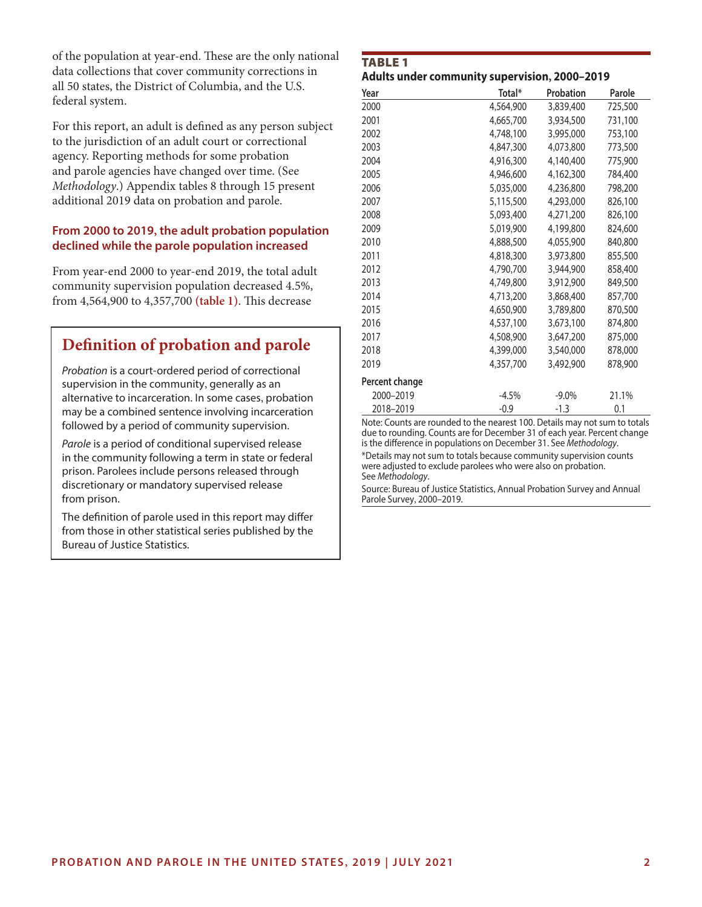of the population at year-end. These are the only national data collections that cover community corrections in all 50 states, the District of Columbia, and the U.S. federal system.

For this report, an adult is defined as any person subject to the jurisdiction of an adult court or correctional agency. Reporting methods for some probation and parole agencies have changed over time. (See *Methodology*.) Appendix tables 8 through 15 present additional 2019 data on probation and parole.

### From 2000 to 2019, the adult probation population declined while the parole population increased

From year-end 2000 to year-end 2019, the total adult community supervision population decreased 4.5%, from 4,564,900 to 4,357,700 **(table 1)**. This decrease

## Definition of probation and parole

*Probation* is a court-ordered period of correctional supervision in the community, generally as an alternative to incarceration. In some cases, probation may be a combined sentence involving incarceration followed by a period of community supervision.

*Parole* is a period of conditional supervised release in the community following a term in state or federal prison. Parolees include persons released through discretionary or mandatory supervised release from prison.

The definition of parole used in this report may differ from those in other statistical series published by the Bureau of Justice Statistics.

**TABLE 1**
**Adults under community supervision, 2000–2019**

| Year | Total* | Probation | Parole |
|---|---|---|---|
| 2000 | 4,564,900 | 3,839,400 | 725,500 |
| 2001 | 4,665,700 | 3,934,500 | 731,100 |
| 2002 | 4,748,100 | 3,995,000 | 753,100 |
| 2003 | 4,847,300 | 4,073,800 | 773,500 |
| 2004 | 4,916,300 | 4,140,400 | 775,900 |
| 2005 | 4,946,600 | 4,162,300 | 784,400 |
| 2006 | 5,035,000 | 4,236,800 | 798,200 |
| 2007 | 5,115,500 | 4,293,000 | 826,100 |
| 2008 | 5,093,400 | 4,271,200 | 826,100 |
| 2009 | 5,019,900 | 4,199,800 | 824,600 |
| 2010 | 4,888,500 | 4,055,900 | 840,800 |
| 2011 | 4,818,300 | 3,973,800 | 855,500 |
| 2012 | 4,790,700 | 3,944,900 | 858,400 |
| 2013 | 4,749,800 | 3,912,900 | 849,500 |
| 2014 | 4,713,200 | 3,868,400 | 857,700 |
| 2015 | 4,650,900 | 3,789,800 | 870,500 |
| 2016 | 4,537,100 | 3,673,100 | 874,800 |
| 2017 | 4,508,900 | 3,647,200 | 875,000 |
| 2018 | 4,399,000 | 3,540,000 | 878,000 |
| 2019 | 4,357,700 | 3,492,900 | 878,900 |
| **Percent change** | | | |
| 2000–2019 | -4.5% | -9.0% | 21.1% |
| 2018–2019 | -0.9 | -1.3 | 0.1 |

Note: Counts are rounded to the nearest 100. Details may not sum to totals due to rounding. Counts are for December 31 of each year. Percent change is the difference in populations on December 31. See *Methodology*.

*Details may not sum to totals because community supervision counts were adjusted to exclude parolees who were also on probation. See *Methodology*.

Source: Bureau of Justice Statistics, Annual Probation Survey and Annual Parole Survey, 2000–2019.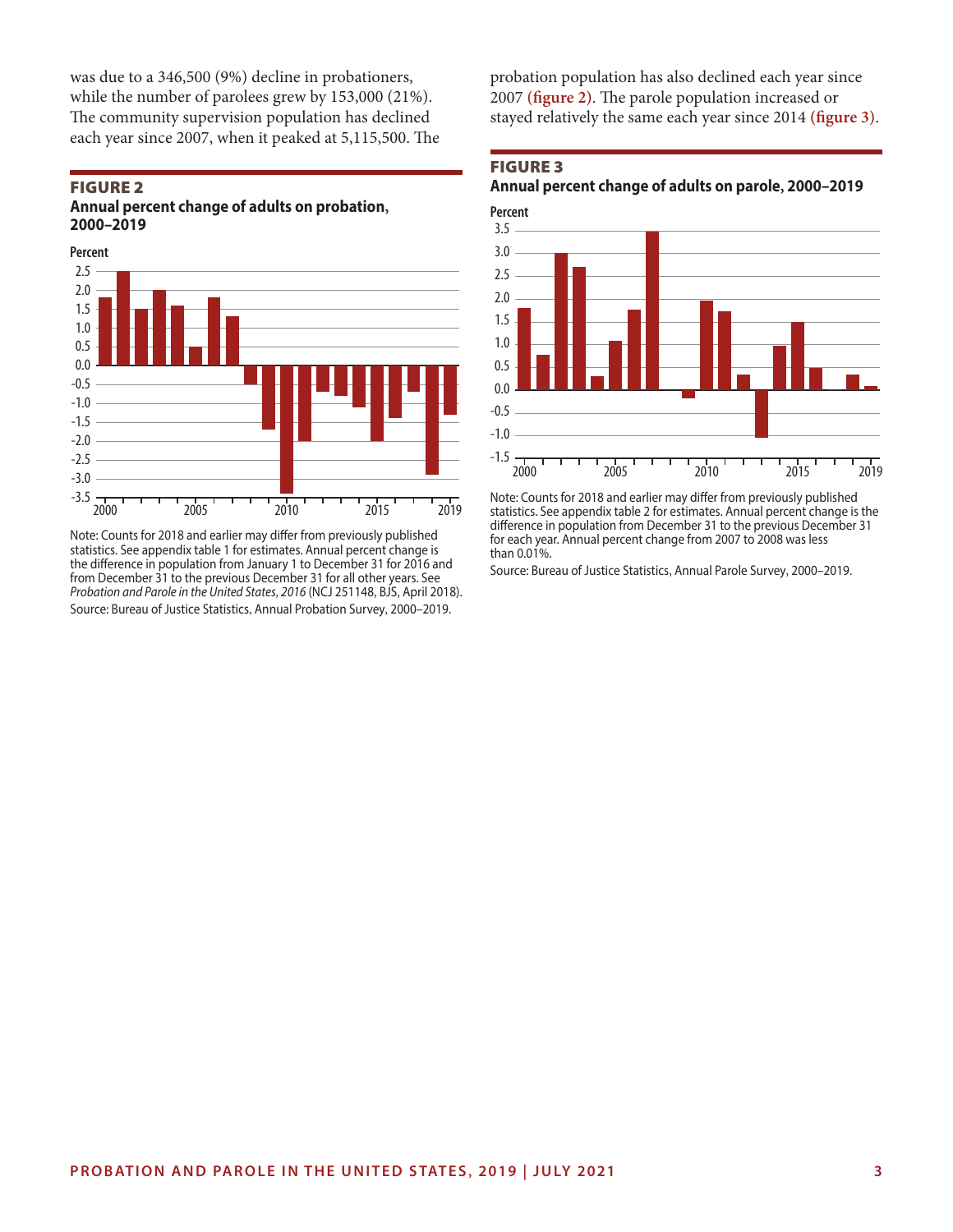was due to a 346,500 (9%) decline in probationers, while the number of parolees grew by 153,000 (21%). The community supervision population has declined each year since 2007, when it peaked at 5,115,500. The probation population has also declined each year since 2007 **(figure 2)**. The parole population increased or stayed relatively the same each year since 2014 **(figure 3)**.

**FIGURE 2**

**Annual percent change of adults on probation, 2000–2019**

Note: Counts for 2018 and earlier may differ from previously published statistics. See appendix table 1 for estimates. Annual percent change is the difference in population from January 1 to December 31 for 2016 and from December 31 to the previous December 31 for all other years. See *Probation and Parole in the United States, 2016* (NCJ 251148, BJS, April 2018).

Source: Bureau of Justice Statistics, Annual Probation Survey, 2000–2019.

**FIGURE 3**

**Annual percent change of adults on parole, 2000–2019**

Note: Counts for 2018 and earlier may differ from previously published statistics. See appendix table 2 for estimates. Annual percent change is the difference in population from December 31 to the previous December 31 for each year. Annual percent change from 2007 to 2008 was less than 0.01%.

Source: Bureau of Justice Statistics, Annual Parole Survey, 2000–2019.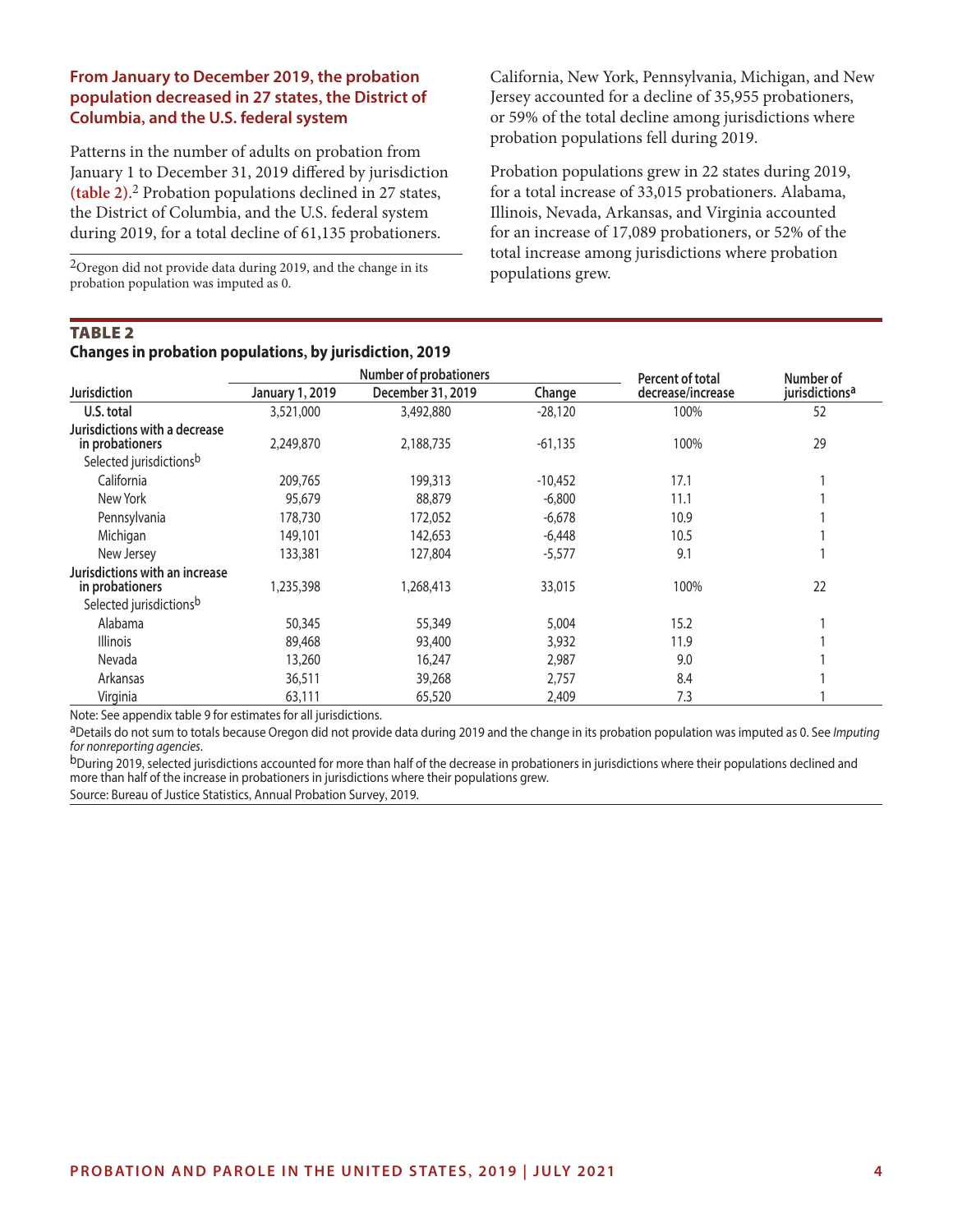### From January to December 2019, the probation population decreased in 27 states, the District of Columbia, and the U.S. federal system

Patterns in the number of adults on probation from January 1 to December 31, 2019 differed by jurisdiction **(table 2)**.[2] Probation populations declined in 27 states, the District of Columbia, and the U.S. federal system during 2019, for a total decline of 61,135 probationers.

[2]Oregon did not provide data during 2019, and the change in its probation population was imputed as 0.

California, New York, Pennsylvania, Michigan, and New Jersey accounted for a decline of 35,955 probationers, or 59% of the total decline among jurisdictions where probation populations fell during 2019.

Probation populations grew in 22 states during 2019, for a total increase of 33,015 probationers. Alabama, Illinois, Nevada, Arkansas, and Virginia accounted for an increase of 17,089 probationers, or 52% of the total increase among jurisdictions where probation populations grew.

**TABLE 2**
**Changes in probation populations, by jurisdiction, 2019**

| Jurisdiction | Number of probationers | | | Percent of total decrease/increase | Number of jurisdictions[a] |
|---|---|---|---|---|---|
| | January 1, 2019 | December 31, 2019 | Change | | |
| **U.S. total** | 3,521,000 | 3,492,880 | -28,120 | 100% | 52 |
| **Jurisdictions with a decrease in probationers** | 2,249,870 | 2,188,735 | -61,135 | 100% | 29 |
| Selected jurisdictions[b] | | | | | |
| California | 209,765 | 199,313 | -10,452 | 17.1 | 1 |
| New York | 95,679 | 88,879 | -6,800 | 11.1 | 1 |
| Pennsylvania | 178,730 | 172,052 | -6,678 | 10.9 | 1 |
| Michigan | 149,101 | 142,653 | -6,448 | 10.5 | 1 |
| New Jersey | 133,381 | 127,804 | -5,577 | 9.1 | 1 |
| **Jurisdictions with an increase in probationers** | 1,235,398 | 1,268,413 | 33,015 | 100% | 22 |
| Selected jurisdictions[b] | | | | | |
| Alabama | 50,345 | 55,349 | 5,004 | 15.2 | 1 |
| Illinois | 89,468 | 93,400 | 3,932 | 11.9 | 1 |
| Nevada | 13,260 | 16,247 | 2,987 | 9.0 | 1 |
| Arkansas | 36,511 | 39,268 | 2,757 | 8.4 | 1 |
| Virginia | 63,111 | 65,520 | 2,409 | 7.3 | 1 |

Note: See appendix table 9 for estimates for all jurisdictions.

[a]Details do not sum to totals because Oregon did not provide data during 2019 and the change in its probation population was imputed as 0. See *Imputing for nonreporting agencies*.

[b]During 2019, selected jurisdictions accounted for more than half of the decrease in probationers in jurisdictions where their populations declined and more than half of the increase in probationers in jurisdictions where their populations grew.

Source: Bureau of Justice Statistics, Annual Probation Survey, 2019.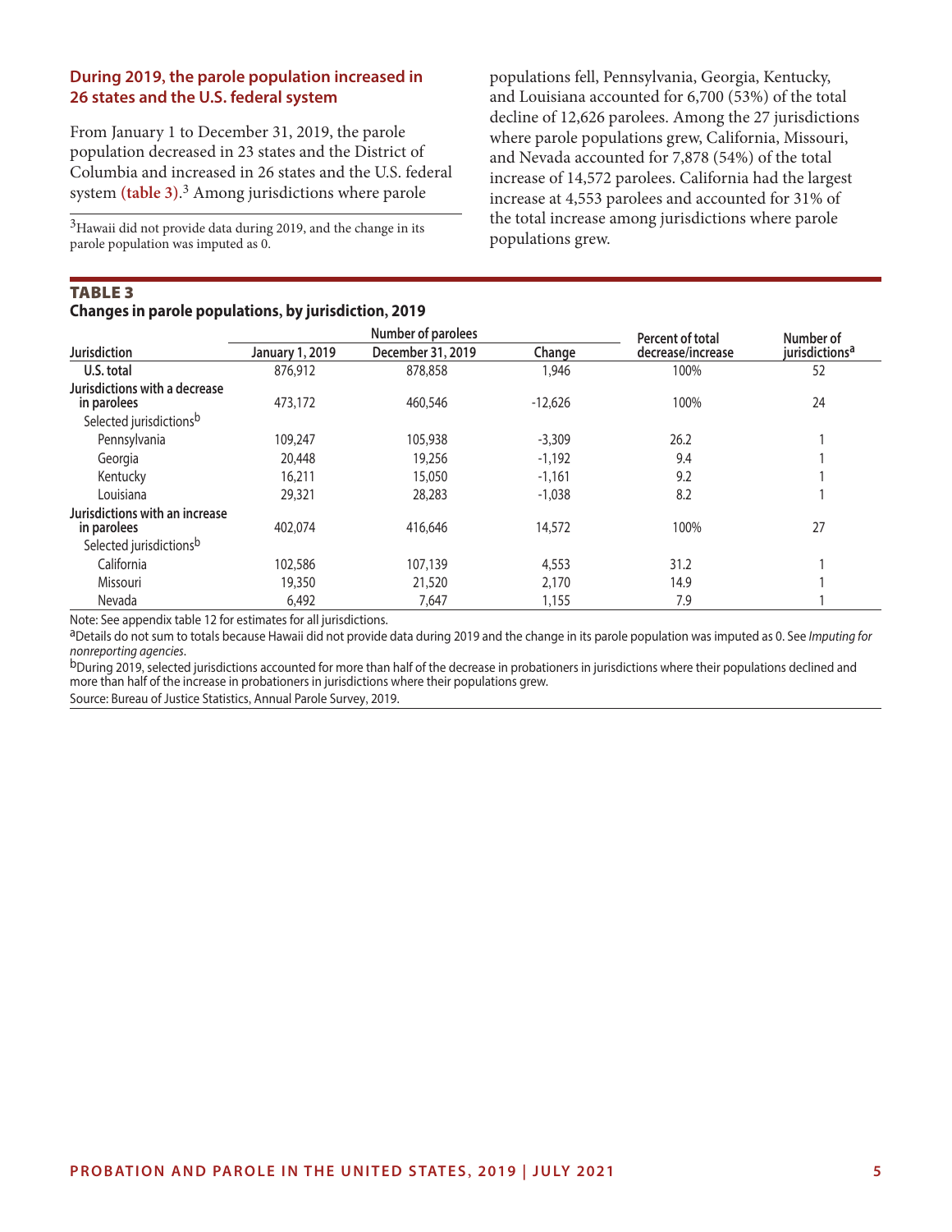## During 2019, the parole population increased in 26 states and the U.S. federal system

From January 1 to December 31, 2019, the parole population decreased in 23 states and the District of Columbia and increased in 26 states and the U.S. federal system **(table 3)**.[3] Among jurisdictions where parole populations fell, Pennsylvania, Georgia, Kentucky, and Louisiana accounted for 6,700 (53%) of the total decline of 12,626 parolees. Among the 27 jurisdictions where parole populations grew, California, Missouri, and Nevada accounted for 7,878 (54%) of the total increase of 14,572 parolees. California had the largest increase at 4,553 parolees and accounted for 31% of the total increase among jurisdictions where parole populations grew.

[3]Hawaii did not provide data during 2019, and the change in its parole population was imputed as 0.

**TABLE 3**
**Changes in parole populations, by jurisdiction, 2019**

| Jurisdiction | Number of parolees | | | Percent of total decrease/increase | Number of jurisdictions[a] |
|---|---|---|---|---|---|
| | January 1, 2019 | December 31, 2019 | Change | | |
| U.S. total | 876,912 | 878,858 | 1,946 | 100% | 52 |
| Jurisdictions with a decrease in parolees | 473,172 | 460,546 | -12,626 | 100% | 24 |
| Selected jurisdictions[b] | | | | | |
| Pennsylvania | 109,247 | 105,938 | -3,309 | 26.2 | 1 |
| Georgia | 20,448 | 19,256 | -1,192 | 9.4 | 1 |
| Kentucky | 16,211 | 15,050 | -1,161 | 9.2 | 1 |
| Louisiana | 29,321 | 28,283 | -1,038 | 8.2 | 1 |
| Jurisdictions with an increase in parolees | 402,074 | 416,646 | 14,572 | 100% | 27 |
| Selected jurisdictions[b] | | | | | |
| California | 102,586 | 107,139 | 4,553 | 31.2 | 1 |
| Missouri | 19,350 | 21,520 | 2,170 | 14.9 | 1 |
| Nevada | 6,492 | 7,647 | 1,155 | 7.9 | 1 |

Note: See appendix table 12 for estimates for all jurisdictions.

[a]Details do not sum to totals because Hawaii did not provide data during 2019 and the change in its parole population was imputed as 0. See *Imputing for nonreporting agencies*.

[b]During 2019, selected jurisdictions accounted for more than half of the decrease in probationers in jurisdictions where their populations declined and more than half of the increase in probationers in jurisdictions where their populations grew.

Source: Bureau of Justice Statistics, Annual Parole Survey, 2019.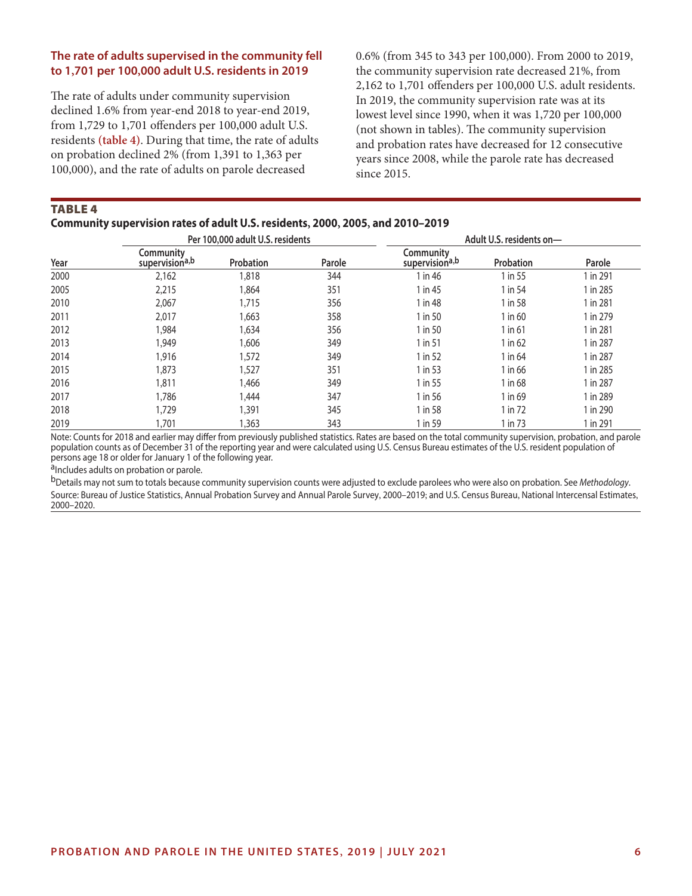### The rate of adults supervised in the community fell to 1,701 per 100,000 adult U.S. residents in 2019

The rate of adults under community supervision declined 1.6% from year-end 2018 to year-end 2019, from 1,729 to 1,701 offenders per 100,000 adult U.S. residents **(table 4)**. During that time, the rate of adults on probation declined 2% (from 1,391 to 1,363 per 100,000), and the rate of adults on parole decreased 0.6% (from 345 to 343 per 100,000). From 2000 to 2019, the community supervision rate decreased 21%, from 2,162 to 1,701 offenders per 100,000 U.S. adult residents. In 2019, the community supervision rate was at its lowest level since 1990, when it was 1,720 per 100,000 (not shown in tables). The community supervision and probation rates have decreased for 12 consecutive years since 2008, while the parole rate has decreased since 2015.

**TABLE 4**
**Community supervision rates of adult U.S. residents, 2000, 2005, and 2010–2019**

| | Per 100,000 adult U.S. residents | | | Adult U.S. residents on— | | |
|---|---|---|---|---|---|---|
| Year | Community supervision[a,b] | Probation | Parole | Community supervision[a,b] | Probation | Parole |
| 2000 | 2,162 | 1,818 | 344 | 1 in 46 | 1 in 55 | 1 in 291 |
| 2005 | 2,215 | 1,864 | 351 | 1 in 45 | 1 in 54 | 1 in 285 |
| 2010 | 2,067 | 1,715 | 356 | 1 in 48 | 1 in 58 | 1 in 281 |
| 2011 | 2,017 | 1,663 | 358 | 1 in 50 | 1 in 60 | 1 in 279 |
| 2012 | 1,984 | 1,634 | 356 | 1 in 50 | 1 in 61 | 1 in 281 |
| 2013 | 1,949 | 1,606 | 349 | 1 in 51 | 1 in 62 | 1 in 287 |
| 2014 | 1,916 | 1,572 | 349 | 1 in 52 | 1 in 64 | 1 in 287 |
| 2015 | 1,873 | 1,527 | 351 | 1 in 53 | 1 in 66 | 1 in 285 |
| 2016 | 1,811 | 1,466 | 349 | 1 in 55 | 1 in 68 | 1 in 287 |
| 2017 | 1,786 | 1,444 | 347 | 1 in 56 | 1 in 69 | 1 in 289 |
| 2018 | 1,729 | 1,391 | 345 | 1 in 58 | 1 in 72 | 1 in 290 |
| 2019 | 1,701 | 1,363 | 343 | 1 in 59 | 1 in 73 | 1 in 291 |

Note: Counts for 2018 and earlier may differ from previously published statistics. Rates are based on the total community supervision, probation, and parole population counts as of December 31 of the reporting year and were calculated using U.S. Census Bureau estimates of the U.S. resident population of persons age 18 or older for January 1 of the following year.

[a]Includes adults on probation or parole.

[b]Details may not sum to totals because community supervision counts were adjusted to exclude parolees who were also on probation. See *Methodology*.

Source: Bureau of Justice Statistics, Annual Probation Survey and Annual Parole Survey, 2000–2019; and U.S. Census Bureau, National Intercensal Estimates, 2000–2020.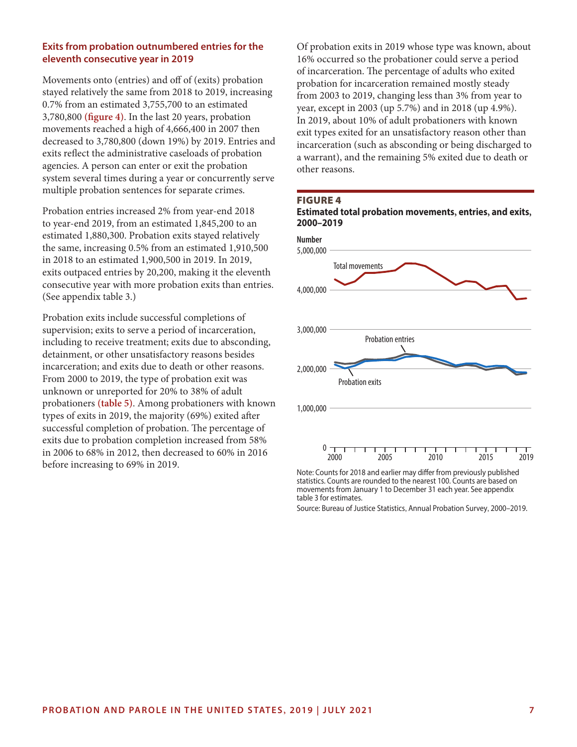## Exits from probation outnumbered entries for the eleventh consecutive year in 2019

Movements onto (entries) and off of (exits) probation stayed relatively the same from 2018 to 2019, increasing 0.7% from an estimated 3,755,700 to an estimated 3,780,800 **(figure 4)**. In the last 20 years, probation movements reached a high of 4,666,400 in 2007 then decreased to 3,780,800 (down 19%) by 2019. Entries and exits reflect the administrative caseloads of probation agencies. A person can enter or exit the probation system several times during a year or concurrently serve multiple probation sentences for separate crimes.

Probation entries increased 2% from year-end 2018 to year-end 2019, from an estimated 1,845,200 to an estimated 1,880,300. Probation exits stayed relatively the same, increasing 0.5% from an estimated 1,910,500 in 2018 to an estimated 1,900,500 in 2019. In 2019, exits outpaced entries by 20,200, making it the eleventh consecutive year with more probation exits than entries. (See appendix table 3.)

Probation exits include successful completions of supervision; exits to serve a period of incarceration, including to receive treatment; exits due to absconding, detainment, or other unsatisfactory reasons besides incarceration; and exits due to death or other reasons. From 2000 to 2019, the type of probation exit was unknown or unreported for 20% to 38% of adult probationers **(table 5)**. Among probationers with known types of exits in 2019, the majority (69%) exited after successful completion of probation. The percentage of exits due to probation completion increased from 58% in 2006 to 68% in 2012, then decreased to 60% in 2016 before increasing to 69% in 2019.

Of probation exits in 2019 whose type was known, about 16% occurred so the probationer could serve a period of incarceration. The percentage of adults who exited probation for incarceration remained mostly steady from 2003 to 2019, changing less than 3% from year to year, except in 2003 (up 5.7%) and in 2018 (up 4.9%). In 2019, about 10% of adult probationers with known exit types exited for an unsatisfactory reason other than incarceration (such as absconding or being discharged to a warrant), and the remaining 5% exited due to death or other reasons.

**FIGURE 4**
**Estimated total probation movements, entries, and exits, 2000–2019**

Note: Counts for 2018 and earlier may differ from previously published statistics. Counts are rounded to the nearest 100. Counts are based on movements from January 1 to December 31 each year. See appendix table 3 for estimates.

Source: Bureau of Justice Statistics, Annual Probation Survey, 2000–2019.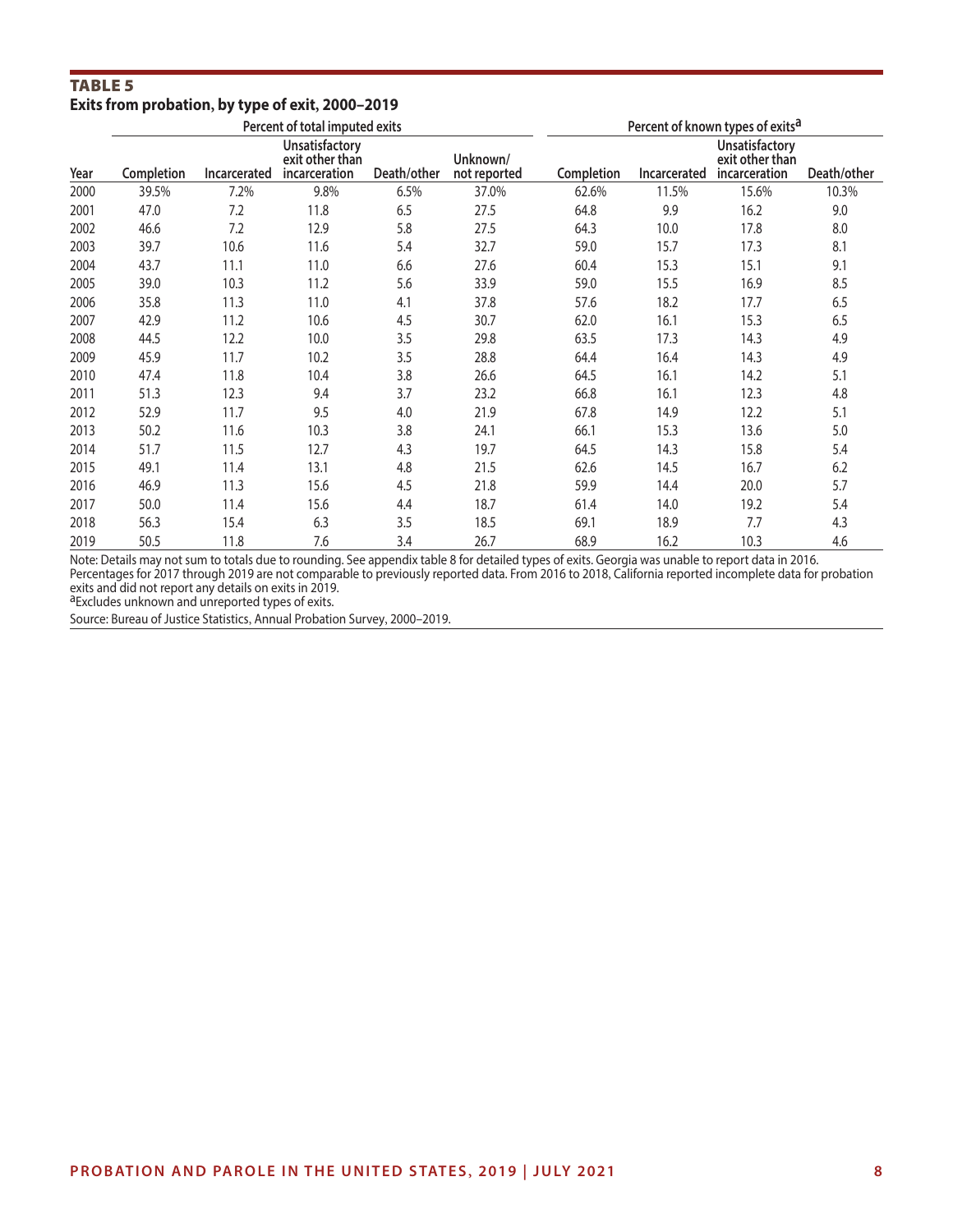## TABLE 5
### Exits from probation, by type of exit, 2000–2019

| | Percent of total imputed exits | | | | | Percent of known types of exits[a] | | | |
|---|---|---|---|---|---|---|---|---|---|
| Year | Completion | Incarcerated | Unsatisfactory exit other than incarceration | Death/other | Unknown/ not reported | Completion | Incarcerated | Unsatisfactory exit other than incarceration | Death/other |
| 2000 | 39.5% | 7.2% | 9.8% | 6.5% | 37.0% | 62.6% | 11.5% | 15.6% | 10.3% |
| 2001 | 47.0 | 7.2 | 11.8 | 6.5 | 27.5 | 64.8 | 9.9 | 16.2 | 9.0 |
| 2002 | 46.6 | 7.2 | 12.9 | 5.8 | 27.5 | 64.3 | 10.0 | 17.8 | 8.0 |
| 2003 | 39.7 | 10.6 | 11.6 | 5.4 | 32.7 | 59.0 | 15.7 | 17.3 | 8.1 |
| 2004 | 43.7 | 11.1 | 11.0 | 6.6 | 27.6 | 60.4 | 15.3 | 15.1 | 9.1 |
| 2005 | 39.0 | 10.3 | 11.2 | 5.6 | 33.9 | 59.0 | 15.5 | 16.9 | 8.5 |
| 2006 | 35.8 | 11.3 | 11.0 | 4.1 | 37.8 | 57.6 | 18.2 | 17.7 | 6.5 |
| 2007 | 42.9 | 11.2 | 10.6 | 4.5 | 30.7 | 62.0 | 16.1 | 15.3 | 6.5 |
| 2008 | 44.5 | 12.2 | 10.0 | 3.5 | 29.8 | 63.5 | 17.3 | 14.3 | 4.9 |
| 2009 | 45.9 | 11.7 | 10.2 | 3.5 | 28.8 | 64.4 | 16.4 | 14.3 | 4.9 |
| 2010 | 47.4 | 11.8 | 10.4 | 3.8 | 26.6 | 64.5 | 16.1 | 14.2 | 5.1 |
| 2011 | 51.3 | 12.3 | 9.4 | 3.7 | 23.2 | 66.8 | 16.1 | 12.3 | 4.8 |
| 2012 | 52.9 | 11.7 | 9.5 | 4.0 | 21.9 | 67.8 | 14.9 | 12.2 | 5.1 |
| 2013 | 50.2 | 11.6 | 10.3 | 3.8 | 24.1 | 66.1 | 15.3 | 13.6 | 5.0 |
| 2014 | 51.7 | 11.5 | 12.7 | 4.3 | 19.7 | 64.5 | 14.3 | 15.8 | 5.4 |
| 2015 | 49.1 | 11.4 | 13.1 | 4.8 | 21.5 | 62.6 | 14.5 | 16.7 | 6.2 |
| 2016 | 46.9 | 11.3 | 15.6 | 4.5 | 21.8 | 59.9 | 14.4 | 20.0 | 5.7 |
| 2017 | 50.0 | 11.4 | 15.6 | 4.4 | 18.7 | 61.4 | 14.0 | 19.2 | 5.4 |
| 2018 | 56.3 | 15.4 | 6.3 | 3.5 | 18.5 | 69.1 | 18.9 | 7.7 | 4.3 |
| 2019 | 50.5 | 11.8 | 7.6 | 3.4 | 26.7 | 68.9 | 16.2 | 10.3 | 4.6 |

Note: Details may not sum to totals due to rounding. See appendix table 8 for detailed types of exits. Georgia was unable to report data in 2016. Percentages for 2017 through 2019 are not comparable to previously reported data. From 2016 to 2018, California reported incomplete data for probation exits and did not report any details on exits in 2019.

[a]Excludes unknown and unreported types of exits.

Source: Bureau of Justice Statistics, Annual Probation Survey, 2000–2019.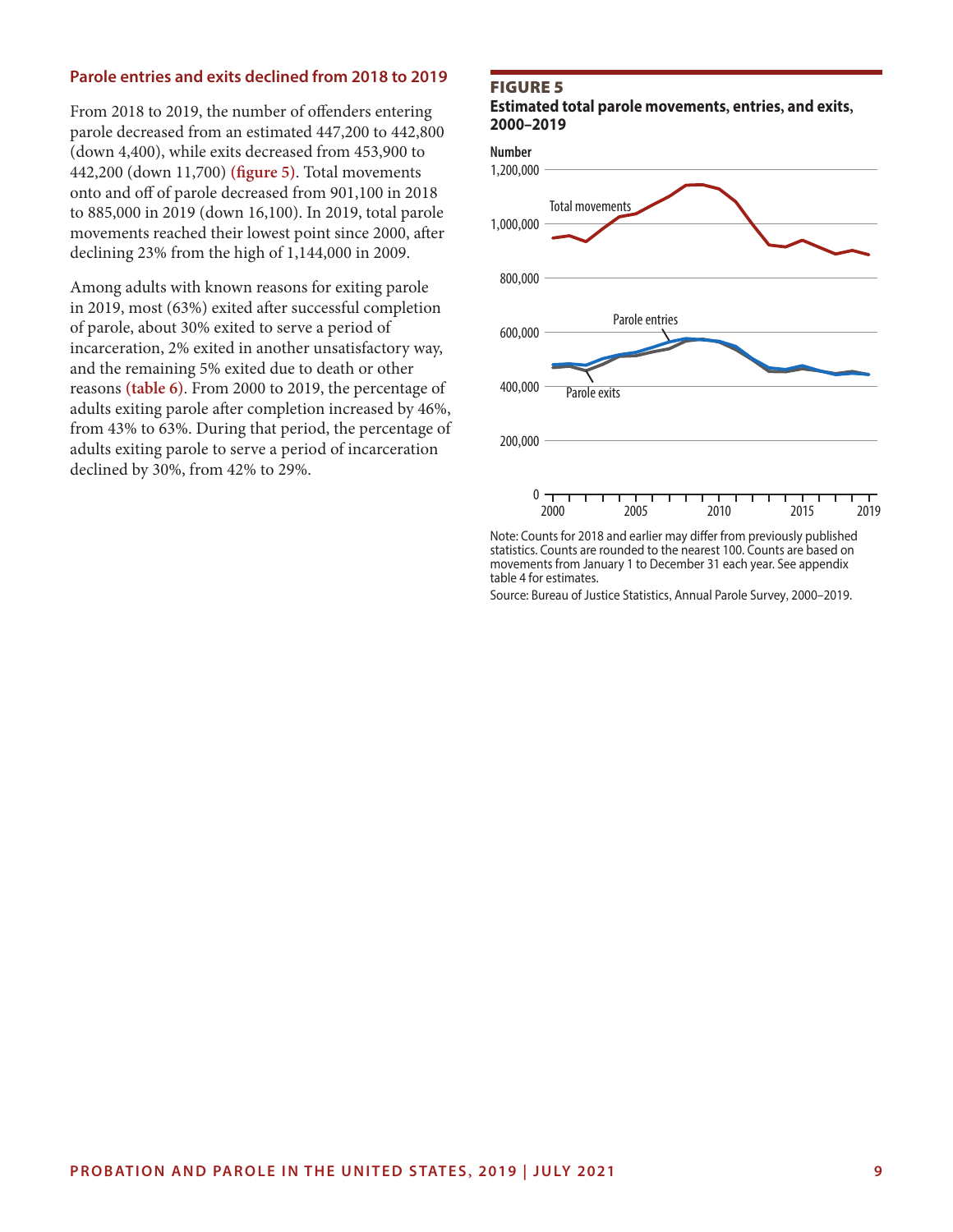### Parole entries and exits declined from 2018 to 2019

From 2018 to 2019, the number of offenders entering parole decreased from an estimated 447,200 to 442,800 (down 4,400), while exits decreased from 453,900 to 442,200 (down 11,700) **(figure 5)**. Total movements onto and off of parole decreased from 901,100 in 2018 to 885,000 in 2019 (down 16,100). In 2019, total parole movements reached their lowest point since 2000, after declining 23% from the high of 1,144,000 in 2009.

Among adults with known reasons for exiting parole in 2019, most (63%) exited after successful completion of parole, about 30% exited to serve a period of incarceration, 2% exited in another unsatisfactory way, and the remaining 5% exited due to death or other reasons **(table 6)**. From 2000 to 2019, the percentage of adults exiting parole after completion increased by 46%, from 43% to 63%. During that period, the percentage of adults exiting parole to serve a period of incarceration declined by 30%, from 42% to 29%.

**FIGURE 5**
**Estimated total parole movements, entries, and exits, 2000–2019**

Note: Counts for 2018 and earlier may differ from previously published statistics. Counts are rounded to the nearest 100. Counts are based on movements from January 1 to December 31 each year. See appendix table 4 for estimates.

Source: Bureau of Justice Statistics, Annual Parole Survey, 2000–2019.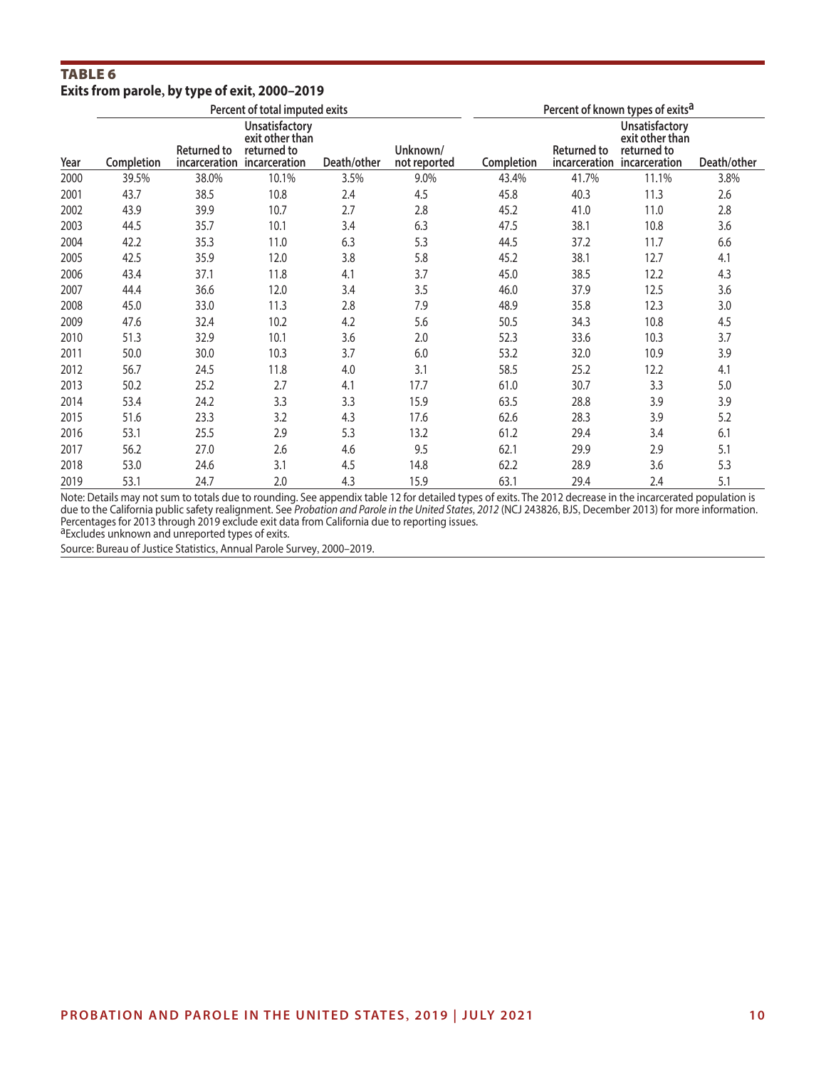### TABLE 6
**Exits from parole, by type of exit, 2000–2019**

| | Percent of total imputed exits | | | | | Percent of known types of exits[a] | | | |
|---|---|---|---|---|---|---|---|---|---|
| Year | Completion | Returned to incarceration | Unsatisfactory exit other than returned to incarceration | Death/other | Unknown/ not reported | Completion | Returned to incarceration | Unsatisfactory exit other than returned to incarceration | Death/other |
| 2000 | 39.5% | 38.0% | 10.1% | 3.5% | 9.0% | 43.4% | 41.7% | 11.1% | 3.8% |
| 2001 | 43.7 | 38.5 | 10.8 | 2.4 | 4.5 | 45.8 | 40.3 | 11.3 | 2.6 |
| 2002 | 43.9 | 39.9 | 10.7 | 2.7 | 2.8 | 45.2 | 41.0 | 11.0 | 2.8 |
| 2003 | 44.5 | 35.7 | 10.1 | 3.4 | 6.3 | 47.5 | 38.1 | 10.8 | 3.6 |
| 2004 | 42.2 | 35.3 | 11.0 | 6.3 | 5.3 | 44.5 | 37.2 | 11.7 | 6.6 |
| 2005 | 42.5 | 35.9 | 12.0 | 3.8 | 5.8 | 45.2 | 38.1 | 12.7 | 4.1 |
| 2006 | 43.4 | 37.1 | 11.8 | 4.1 | 3.7 | 45.0 | 38.5 | 12.2 | 4.3 |
| 2007 | 44.4 | 36.6 | 12.0 | 3.4 | 3.5 | 46.0 | 37.9 | 12.5 | 3.6 |
| 2008 | 45.0 | 33.0 | 11.3 | 2.8 | 7.9 | 48.9 | 35.8 | 12.3 | 3.0 |
| 2009 | 47.6 | 32.4 | 10.2 | 4.2 | 5.6 | 50.5 | 34.3 | 10.8 | 4.5 |
| 2010 | 51.3 | 32.9 | 10.1 | 3.6 | 2.0 | 52.3 | 33.6 | 10.3 | 3.7 |
| 2011 | 50.0 | 30.0 | 10.3 | 3.7 | 6.0 | 53.2 | 32.0 | 10.9 | 3.9 |
| 2012 | 56.7 | 24.5 | 11.8 | 4.0 | 3.1 | 58.5 | 25.2 | 12.2 | 4.1 |
| 2013 | 50.2 | 25.2 | 2.7 | 4.1 | 17.7 | 61.0 | 30.7 | 3.3 | 5.0 |
| 2014 | 53.4 | 24.2 | 3.3 | 3.3 | 15.9 | 63.5 | 28.8 | 3.9 | 3.9 |
| 2015 | 51.6 | 23.3 | 3.2 | 4.3 | 17.6 | 62.6 | 28.3 | 3.9 | 5.2 |
| 2016 | 53.1 | 25.5 | 2.9 | 5.3 | 13.2 | 61.2 | 29.4 | 3.4 | 6.1 |
| 2017 | 56.2 | 27.0 | 2.6 | 4.6 | 9.5 | 62.1 | 29.9 | 2.9 | 5.1 |
| 2018 | 53.0 | 24.6 | 3.1 | 4.5 | 14.8 | 62.2 | 28.9 | 3.6 | 5.3 |
| 2019 | 53.1 | 24.7 | 2.0 | 4.3 | 15.9 | 63.1 | 29.4 | 2.4 | 5.1 |

Note: Details may not sum to totals due to rounding. See appendix table 12 for detailed types of exits. The 2012 decrease in the incarcerated population is due to the California public safety realignment. See *Probation and Parole in the United States, 2012* (NCJ 243826, BJS, December 2013) for more information. Percentages for 2013 through 2019 exclude exit data from California due to reporting issues.

[a]Excludes unknown and unreported types of exits.

Source: Bureau of Justice Statistics, Annual Parole Survey, 2000–2019.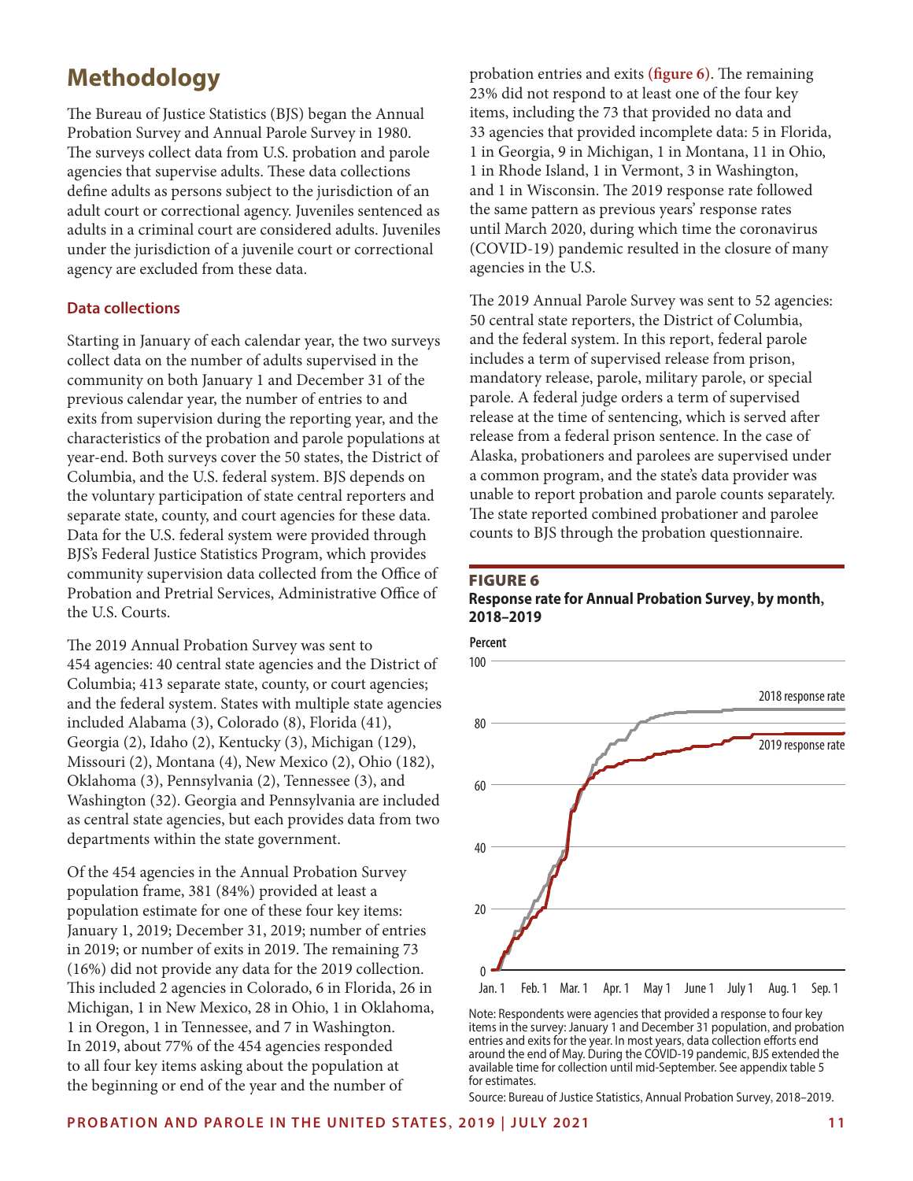# Methodology

The Bureau of Justice Statistics (BJS) began the Annual Probation Survey and Annual Parole Survey in 1980. The surveys collect data from U.S. probation and parole agencies that supervise adults. These data collections define adults as persons subject to the jurisdiction of an adult court or correctional agency. Juveniles sentenced as adults in a criminal court are considered adults. Juveniles under the jurisdiction of a juvenile court or correctional agency are excluded from these data.

## Data collections

Starting in January of each calendar year, the two surveys collect data on the number of adults supervised in the community on both January 1 and December 31 of the previous calendar year, the number of entries to and exits from supervision during the reporting year, and the characteristics of the probation and parole populations at year-end. Both surveys cover the 50 states, the District of Columbia, and the U.S. federal system. BJS depends on the voluntary participation of state central reporters and separate state, county, and court agencies for these data. Data for the U.S. federal system were provided through BJS's Federal Justice Statistics Program, which provides community supervision data collected from the Office of Probation and Pretrial Services, Administrative Office of the U.S. Courts.

The 2019 Annual Probation Survey was sent to 454 agencies: 40 central state agencies and the District of Columbia; 413 separate state, county, or court agencies; and the federal system. States with multiple state agencies included Alabama (3), Colorado (8), Florida (41), Georgia (2), Idaho (2), Kentucky (3), Michigan (129), Missouri (2), Montana (4), New Mexico (2), Ohio (182), Oklahoma (3), Pennsylvania (2), Tennessee (3), and Washington (32). Georgia and Pennsylvania are included as central state agencies, but each provides data from two departments within the state government.

Of the 454 agencies in the Annual Probation Survey population frame, 381 (84%) provided at least a population estimate for one of these four key items: January 1, 2019; December 31, 2019; number of entries in 2019; or number of exits in 2019. The remaining 73 (16%) did not provide any data for the 2019 collection. This included 2 agencies in Colorado, 6 in Florida, 26 in Michigan, 1 in New Mexico, 28 in Ohio, 1 in Oklahoma, 1 in Oregon, 1 in Tennessee, and 7 in Washington. In 2019, about 77% of the 454 agencies responded to all four key items asking about the population at the beginning or end of the year and the number of probation entries and exits **(figure 6)**. The remaining 23% did not respond to at least one of the four key items, including the 73 that provided no data and 33 agencies that provided incomplete data: 5 in Florida, 1 in Georgia, 9 in Michigan, 1 in Montana, 11 in Ohio, 1 in Rhode Island, 1 in Vermont, 3 in Washington, and 1 in Wisconsin. The 2019 response rate followed the same pattern as previous years' response rates until March 2020, during which time the coronavirus (COVID-19) pandemic resulted in the closure of many agencies in the U.S.

The 2019 Annual Parole Survey was sent to 52 agencies: 50 central state reporters, the District of Columbia, and the federal system. In this report, federal parole includes a term of supervised release from prison, mandatory release, parole, military parole, or special parole. A federal judge orders a term of supervised release at the time of sentencing, which is served after release from a federal prison sentence. In the case of Alaska, probationers and parolees are supervised under a common program, and the state's data provider was unable to report probation and parole counts separately. The state reported combined probationer and parolee counts to BJS through the probation questionnaire.

**FIGURE 6**
**Response rate for Annual Probation Survey, by month, 2018–2019**

Note: Respondents were agencies that provided a response to four key items in the survey: January 1 and December 31 population, and probation entries and exits for the year. In most years, data collection efforts end around the end of May. During the COVID-19 pandemic, BJS extended the available time for collection until mid-September. See appendix table 5 for estimates.

Source: Bureau of Justice Statistics, Annual Probation Survey, 2018–2019.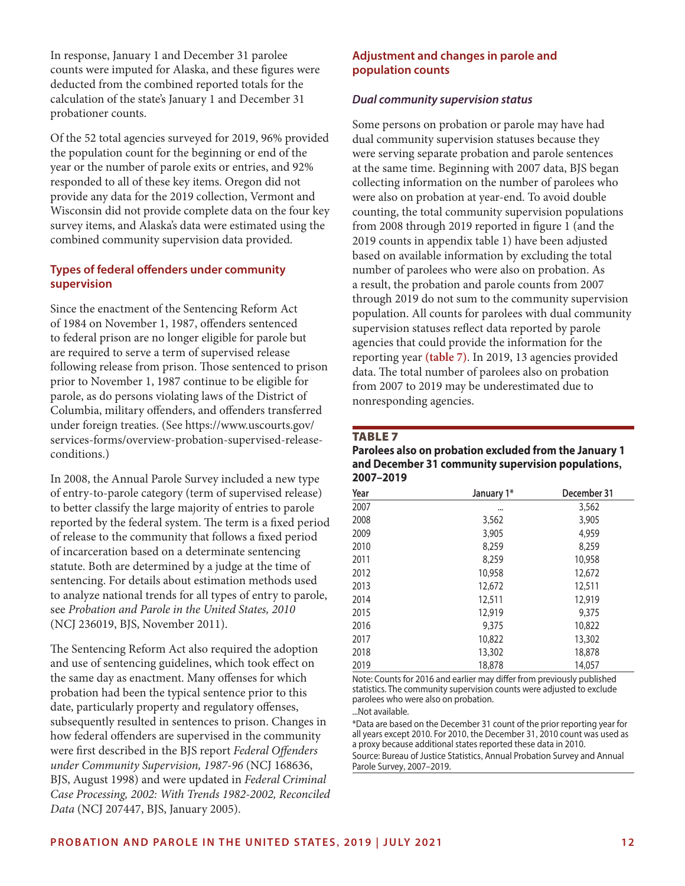In response, January 1 and December 31 parolee counts were imputed for Alaska, and these figures were deducted from the combined reported totals for the calculation of the state's January 1 and December 31 probationer counts.

Of the 52 total agencies surveyed for 2019, 96% provided the population count for the beginning or end of the year or the number of parole exits or entries, and 92% responded to all of these key items. Oregon did not provide any data for the 2019 collection, Vermont and Wisconsin did not provide complete data on the four key survey items, and Alaska's data were estimated using the combined community supervision data provided.

### Types of federal offenders under community supervision

Since the enactment of the Sentencing Reform Act of 1984 on November 1, 1987, offenders sentenced to federal prison are no longer eligible for parole but are required to serve a term of supervised release following release from prison. Those sentenced to prison prior to November 1, 1987 continue to be eligible for parole, as do persons violating laws of the District of Columbia, military offenders, and offenders transferred under foreign treaties. (See https://www.uscourts.gov/services-forms/overview-probation-supervised-release-conditions.)

In 2008, the Annual Parole Survey included a new type of entry-to-parole category (term of supervised release) to better classify the large majority of entries to parole reported by the federal system. The term is a fixed period of release to the community that follows a fixed period of incarceration based on a determinate sentencing statute. Both are determined by a judge at the time of sentencing. For details about estimation methods used to analyze national trends for all types of entry to parole, see *Probation and Parole in the United States, 2010* (NCJ 236019, BJS, November 2011).

The Sentencing Reform Act also required the adoption and use of sentencing guidelines, which took effect on the same day as enactment. Many offenses for which probation had been the typical sentence prior to this date, particularly property and regulatory offenses, subsequently resulted in sentences to prison. Changes in how federal offenders are supervised in the community were first described in the BJS report *Federal Offenders under Community Supervision, 1987-96* (NCJ 168636, BJS, August 1998) and were updated in *Federal Criminal Case Processing, 2002: With Trends 1982-2002, Reconciled Data* (NCJ 207447, BJS, January 2005).

### Adjustment and changes in parole and population counts

#### *Dual community supervision status*

Some persons on probation or parole may have had dual community supervision statuses because they were serving separate probation and parole sentences at the same time. Beginning with 2007 data, BJS began collecting information on the number of parolees who were also on probation at year-end. To avoid double counting, the total community supervision populations from 2008 through 2019 reported in figure 1 (and the 2019 counts in appendix table 1) have been adjusted based on available information by excluding the total number of parolees who were also on probation. As a result, the probation and parole counts from 2007 through 2019 do not sum to the community supervision population. All counts for parolees with dual community supervision statuses reflect data reported by parole agencies that could provide the information for the reporting year **(table 7)**. In 2019, 13 agencies provided data. The total number of parolees also on probation from 2007 to 2019 may be underestimated due to nonresponding agencies.

**TABLE 7**
**Parolees also on probation excluded from the January 1 and December 31 community supervision populations, 2007–2019**

| Year | January 1* | December 31 |
|---|---|---|
| 2007 | ... | 3,562 |
| 2008 | 3,562 | 3,905 |
| 2009 | 3,905 | 4,959 |
| 2010 | 8,259 | 8,259 |
| 2011 | 8,259 | 10,958 |
| 2012 | 10,958 | 12,672 |
| 2013 | 12,672 | 12,511 |
| 2014 | 12,511 | 12,919 |
| 2015 | 12,919 | 9,375 |
| 2016 | 9,375 | 10,822 |
| 2017 | 10,822 | 13,302 |
| 2018 | 13,302 | 18,878 |
| 2019 | 18,878 | 14,057 |

Note: Counts for 2016 and earlier may differ from previously published statistics. The community supervision counts were adjusted to exclude parolees who were also on probation.

...Not available.

*Data are based on the December 31 count of the prior reporting year for all years except 2010. For 2010, the December 31, 2010 count was used as a proxy because additional states reported these data in 2010.

Source: Bureau of Justice Statistics, Annual Probation Survey and Annual Parole Survey, 2007–2019.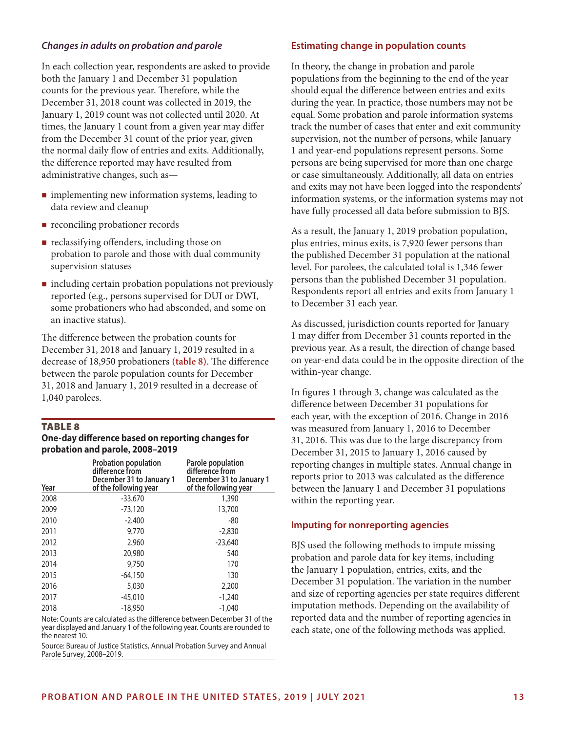### *Changes in adults on probation and parole*

In each collection year, respondents are asked to provide both the January 1 and December 31 population counts for the previous year. Therefore, while the December 31, 2018 count was collected in 2019, the January 1, 2019 count was not collected until 2020. At times, the January 1 count from a given year may differ from the December 31 count of the prior year, given the normal daily flow of entries and exits. Additionally, the difference reported may have resulted from administrative changes, such as—

- implementing new information systems, leading to data review and cleanup
- reconciling probationer records
- reclassifying offenders, including those on probation to parole and those with dual community supervision statuses
- including certain probation populations not previously reported (e.g., persons supervised for DUI or DWI, some probationers who had absconded, and some on an inactive status).

The difference between the probation counts for December 31, 2018 and January 1, 2019 resulted in a decrease of 18,950 probationers **(table 8)**. The difference between the parole population counts for December 31, 2018 and January 1, 2019 resulted in a decrease of 1,040 parolees.

**TABLE 8**
**One-day difference based on reporting changes for probation and parole, 2008–2019**

| Year | Probation population difference from December 31 to January 1 of the following year | Parole population difference from December 31 to January 1 of the following year |
|---|---|---|
| 2008 | -33,670 | 1,390 |
| 2009 | -73,120 | 13,700 |
| 2010 | -2,400 | -80 |
| 2011 | 9,770 | -2,830 |
| 2012 | 2,960 | -23,640 |
| 2013 | 20,980 | 540 |
| 2014 | 9,750 | 170 |
| 2015 | -64,150 | 130 |
| 2016 | 5,030 | 2,200 |
| 2017 | -45,010 | -1,240 |
| 2018 | -18,950 | -1,040 |

Note: Counts are calculated as the difference between December 31 of the year displayed and January 1 of the following year. Counts are rounded to the nearest 10.

Source: Bureau of Justice Statistics, Annual Probation Survey and Annual Parole Survey, 2008–2019.

### Estimating change in population counts

In theory, the change in probation and parole populations from the beginning to the end of the year should equal the difference between entries and exits during the year. In practice, those numbers may not be equal. Some probation and parole information systems track the number of cases that enter and exit community supervision, not the number of persons, while January 1 and year-end populations represent persons. Some persons are being supervised for more than one charge or case simultaneously. Additionally, all data on entries and exits may not have been logged into the respondents' information systems, or the information systems may not have fully processed all data before submission to BJS.

As a result, the January 1, 2019 probation population, plus entries, minus exits, is 7,920 fewer persons than the published December 31 population at the national level. For parolees, the calculated total is 1,346 fewer persons than the published December 31 population. Respondents report all entries and exits from January 1 to December 31 each year.

As discussed, jurisdiction counts reported for January 1 may differ from December 31 counts reported in the previous year. As a result, the direction of change based on year-end data could be in the opposite direction of the within-year change.

In figures 1 through 3, change was calculated as the difference between December 31 populations for each year, with the exception of 2016. Change in 2016 was measured from January 1, 2016 to December 31, 2016. This was due to the large discrepancy from December 31, 2015 to January 1, 2016 caused by reporting changes in multiple states. Annual change in reports prior to 2013 was calculated as the difference between the January 1 and December 31 populations within the reporting year.

### Imputing for nonreporting agencies

BJS used the following methods to impute missing probation and parole data for key items, including the January 1 population, entries, exits, and the December 31 population. The variation in the number and size of reporting agencies per state requires different imputation methods. Depending on the availability of reported data and the number of reporting agencies in each state, one of the following methods was applied.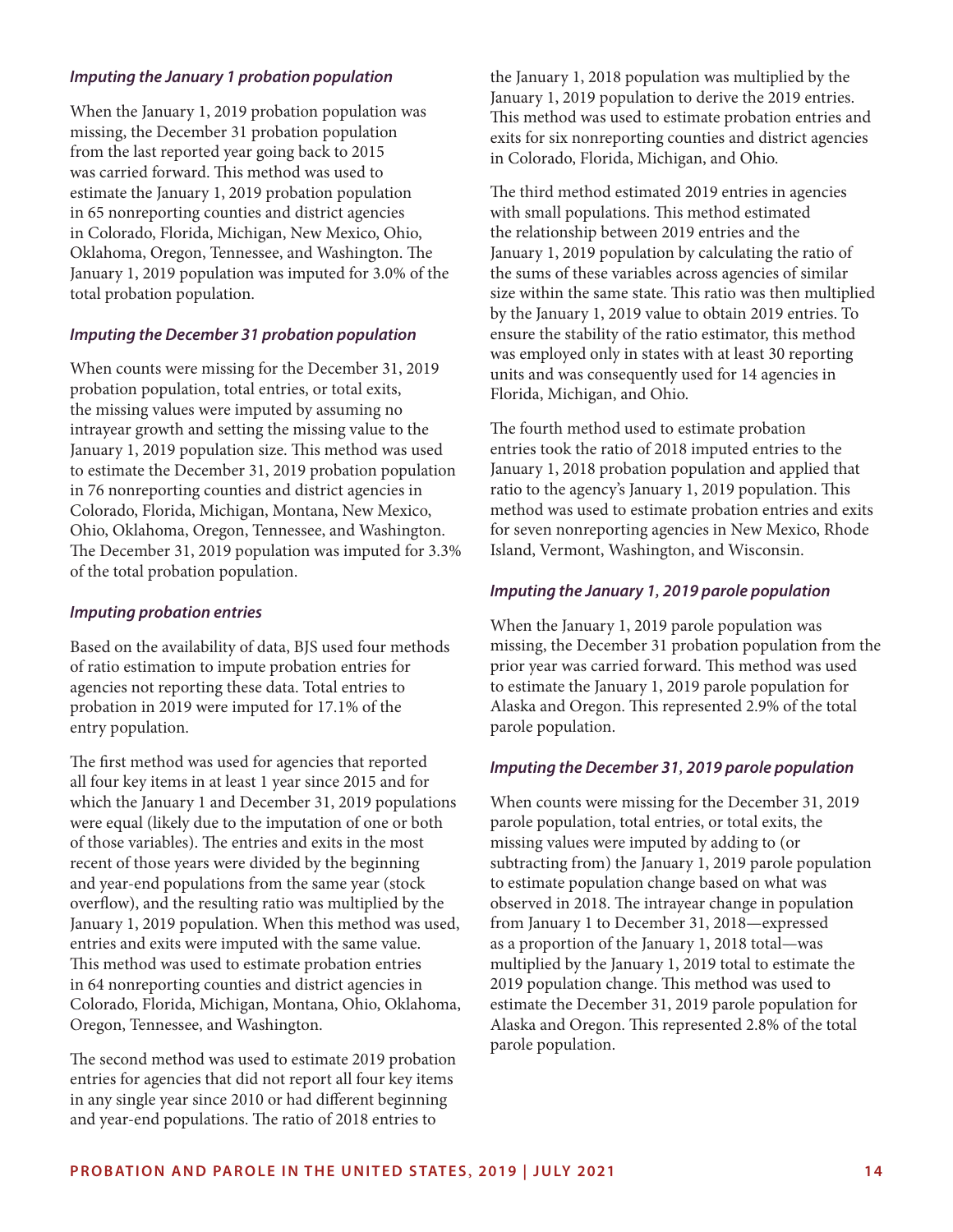### *Imputing the January 1 probation population*

When the January 1, 2019 probation population was missing, the December 31 probation population from the last reported year going back to 2015 was carried forward. This method was used to estimate the January 1, 2019 probation population in 65 nonreporting counties and district agencies in Colorado, Florida, Michigan, New Mexico, Ohio, Oklahoma, Oregon, Tennessee, and Washington. The January 1, 2019 population was imputed for 3.0% of the total probation population.

### *Imputing the December 31 probation population*

When counts were missing for the December 31, 2019 probation population, total entries, or total exits, the missing values were imputed by assuming no intrayear growth and setting the missing value to the January 1, 2019 population size. This method was used to estimate the December 31, 2019 probation population in 76 nonreporting counties and district agencies in Colorado, Florida, Michigan, Montana, New Mexico, Ohio, Oklahoma, Oregon, Tennessee, and Washington. The December 31, 2019 population was imputed for 3.3% of the total probation population.

### *Imputing probation entries*

Based on the availability of data, BJS used four methods of ratio estimation to impute probation entries for agencies not reporting these data. Total entries to probation in 2019 were imputed for 17.1% of the entry population.

The first method was used for agencies that reported all four key items in at least 1 year since 2015 and for which the January 1 and December 31, 2019 populations were equal (likely due to the imputation of one or both of those variables). The entries and exits in the most recent of those years were divided by the beginning and year-end populations from the same year (stock overflow), and the resulting ratio was multiplied by the January 1, 2019 population. When this method was used, entries and exits were imputed with the same value. This method was used to estimate probation entries in 64 nonreporting counties and district agencies in Colorado, Florida, Michigan, Montana, Ohio, Oklahoma, Oregon, Tennessee, and Washington.

The second method was used to estimate 2019 probation entries for agencies that did not report all four key items in any single year since 2010 or had different beginning and year-end populations. The ratio of 2018 entries to the January 1, 2018 population was multiplied by the January 1, 2019 population to derive the 2019 entries. This method was used to estimate probation entries and exits for six nonreporting counties and district agencies in Colorado, Florida, Michigan, and Ohio.

The third method estimated 2019 entries in agencies with small populations. This method estimated the relationship between 2019 entries and the January 1, 2019 population by calculating the ratio of the sums of these variables across agencies of similar size within the same state. This ratio was then multiplied by the January 1, 2019 value to obtain 2019 entries. To ensure the stability of the ratio estimator, this method was employed only in states with at least 30 reporting units and was consequently used for 14 agencies in Florida, Michigan, and Ohio.

The fourth method used to estimate probation entries took the ratio of 2018 imputed entries to the January 1, 2018 probation population and applied that ratio to the agency's January 1, 2019 population. This method was used to estimate probation entries and exits for seven nonreporting agencies in New Mexico, Rhode Island, Vermont, Washington, and Wisconsin.

### *Imputing the January 1, 2019 parole population*

When the January 1, 2019 parole population was missing, the December 31 probation population from the prior year was carried forward. This method was used to estimate the January 1, 2019 parole population for Alaska and Oregon. This represented 2.9% of the total parole population.

### *Imputing the December 31, 2019 parole population*

When counts were missing for the December 31, 2019 parole population, total entries, or total exits, the missing values were imputed by adding to (or subtracting from) the January 1, 2019 parole population to estimate population change based on what was observed in 2018. The intrayear change in population from January 1 to December 31, 2018—expressed as a proportion of the January 1, 2018 total—was multiplied by the January 1, 2019 total to estimate the 2019 population change. This method was used to estimate the December 31, 2019 parole population for Alaska and Oregon. This represented 2.8% of the total parole population.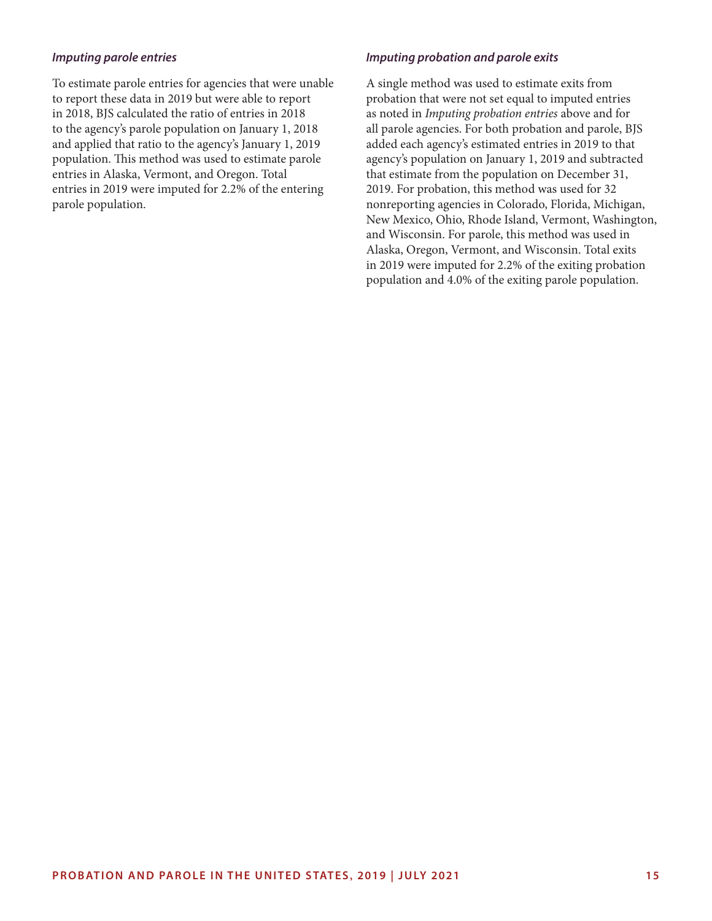### *Imputing parole entries*

To estimate parole entries for agencies that were unable to report these data in 2019 but were able to report in 2018, BJS calculated the ratio of entries in 2018 to the agency's parole population on January 1, 2018 and applied that ratio to the agency's January 1, 2019 population. This method was used to estimate parole entries in Alaska, Vermont, and Oregon. Total entries in 2019 were imputed for 2.2% of the entering parole population.

### *Imputing probation and parole exits*

A single method was used to estimate exits from probation that were not set equal to imputed entries as noted in *Imputing probation entries* above and for all parole agencies. For both probation and parole, BJS added each agency's estimated entries in 2019 to that agency's population on January 1, 2019 and subtracted that estimate from the population on December 31, 2019. For probation, this method was used for 32 nonreporting agencies in Colorado, Florida, Michigan, New Mexico, Ohio, Rhode Island, Vermont, Washington, and Wisconsin. For parole, this method was used in Alaska, Oregon, Vermont, and Wisconsin. Total exits in 2019 were imputed for 2.2% of the exiting probation population and 4.0% of the exiting parole population.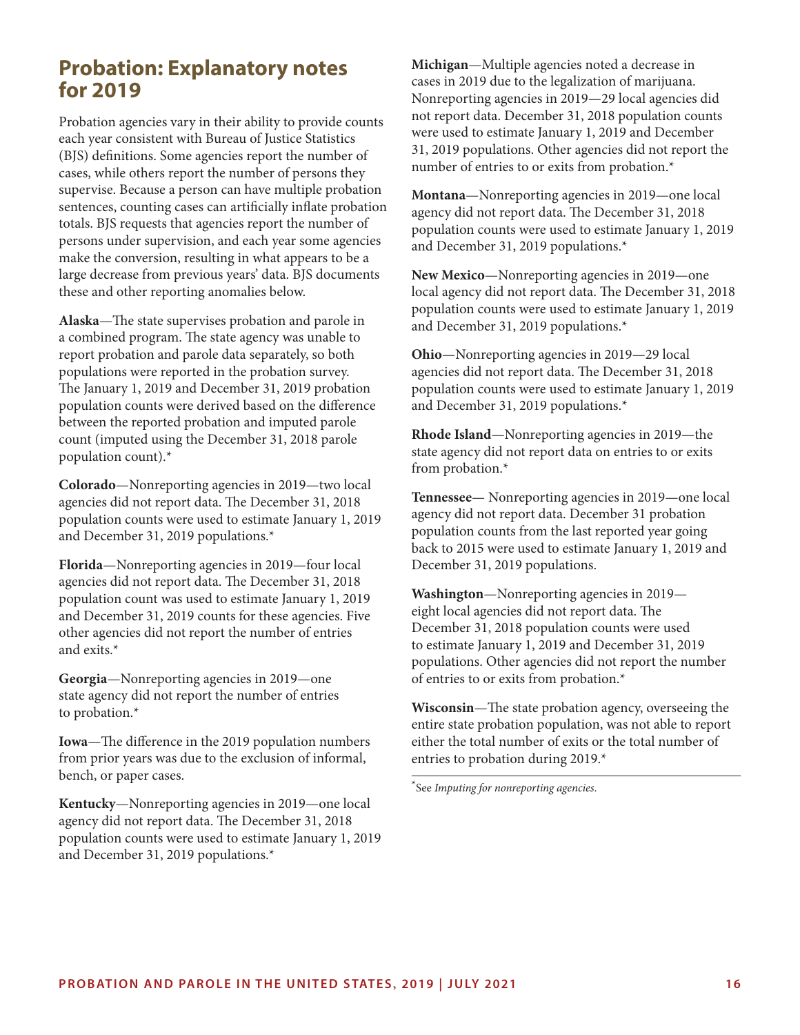## Probation: Explanatory notes for 2019

Probation agencies vary in their ability to provide counts each year consistent with Bureau of Justice Statistics (BJS) definitions. Some agencies report the number of cases, while others report the number of persons they supervise. Because a person can have multiple probation sentences, counting cases can artificially inflate probation totals. BJS requests that agencies report the number of persons under supervision, and each year some agencies make the conversion, resulting in what appears to be a large decrease from previous years' data. BJS documents these and other reporting anomalies below.

**Alaska**—The state supervises probation and parole in a combined program. The state agency was unable to report probation and parole data separately, so both populations were reported in the probation survey. The January 1, 2019 and December 31, 2019 probation population counts were derived based on the difference between the reported probation and imputed parole count (imputed using the December 31, 2018 parole population count).*

**Colorado**—Nonreporting agencies in 2019—two local agencies did not report data. The December 31, 2018 population counts were used to estimate January 1, 2019 and December 31, 2019 populations.*

**Florida**—Nonreporting agencies in 2019—four local agencies did not report data. The December 31, 2018 population count was used to estimate January 1, 2019 and December 31, 2019 counts for these agencies. Five other agencies did not report the number of entries and exits.*

**Georgia**—Nonreporting agencies in 2019—one state agency did not report the number of entries to probation.*

**Iowa**—The difference in the 2019 population numbers from prior years was due to the exclusion of informal, bench, or paper cases.

**Kentucky**—Nonreporting agencies in 2019—one local agency did not report data. The December 31, 2018 population counts were used to estimate January 1, 2019 and December 31, 2019 populations.*

**Michigan**—Multiple agencies noted a decrease in cases in 2019 due to the legalization of marijuana. Nonreporting agencies in 2019—29 local agencies did not report data. December 31, 2018 population counts were used to estimate January 1, 2019 and December 31, 2019 populations. Other agencies did not report the number of entries to or exits from probation.*

**Montana**—Nonreporting agencies in 2019—one local agency did not report data. The December 31, 2018 population counts were used to estimate January 1, 2019 and December 31, 2019 populations.*

**New Mexico**—Nonreporting agencies in 2019—one local agency did not report data. The December 31, 2018 population counts were used to estimate January 1, 2019 and December 31, 2019 populations.*

**Ohio**—Nonreporting agencies in 2019—29 local agencies did not report data. The December 31, 2018 population counts were used to estimate January 1, 2019 and December 31, 2019 populations.*

**Rhode Island**—Nonreporting agencies in 2019—the state agency did not report data on entries to or exits from probation.*

**Tennessee**— Nonreporting agencies in 2019—one local agency did not report data. December 31 probation population counts from the last reported year going back to 2015 were used to estimate January 1, 2019 and December 31, 2019 populations.

**Washington**—Nonreporting agencies in 2019—eight local agencies did not report data. The December 31, 2018 population counts were used to estimate January 1, 2019 and December 31, 2019 populations. Other agencies did not report the number of entries to or exits from probation.*

**Wisconsin**—The state probation agency, overseeing the entire state probation population, was not able to report either the total number of exits or the total number of entries to probation during 2019.*

*See *Imputing for nonreporting agencies.*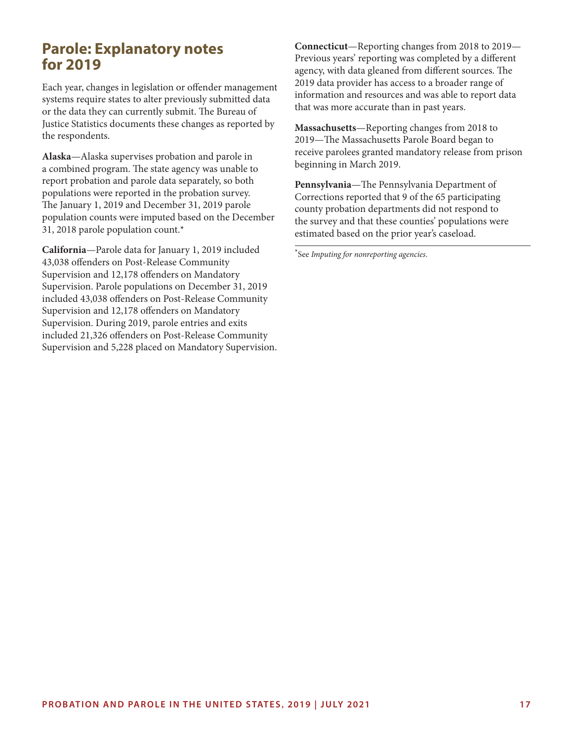## Parole: Explanatory notes for 2019

Each year, changes in legislation or offender management systems require states to alter previously submitted data or the data they can currently submit. The Bureau of Justice Statistics documents these changes as reported by the respondents.

**Alaska**—Alaska supervises probation and parole in a combined program. The state agency was unable to report probation and parole data separately, so both populations were reported in the probation survey. The January 1, 2019 and December 31, 2019 parole population counts were imputed based on the December 31, 2018 parole population count.*

**California**—Parole data for January 1, 2019 included 43,038 offenders on Post-Release Community Supervision and 12,178 offenders on Mandatory Supervision. Parole populations on December 31, 2019 included 43,038 offenders on Post-Release Community Supervision and 12,178 offenders on Mandatory Supervision. During 2019, parole entries and exits included 21,326 offenders on Post-Release Community Supervision and 5,228 placed on Mandatory Supervision.

**Connecticut**—Reporting changes from 2018 to 2019—Previous years' reporting was completed by a different agency, with data gleaned from different sources. The 2019 data provider has access to a broader range of information and resources and was able to report data that was more accurate than in past years.

**Massachusetts**—Reporting changes from 2018 to 2019—The Massachusetts Parole Board began to receive parolees granted mandatory release from prison beginning in March 2019.

**Pennsylvania**—The Pennsylvania Department of Corrections reported that 9 of the 65 participating county probation departments did not respond to the survey and that these counties' populations were estimated based on the prior year's caseload.

---

*See *Imputing for nonreporting agencies.*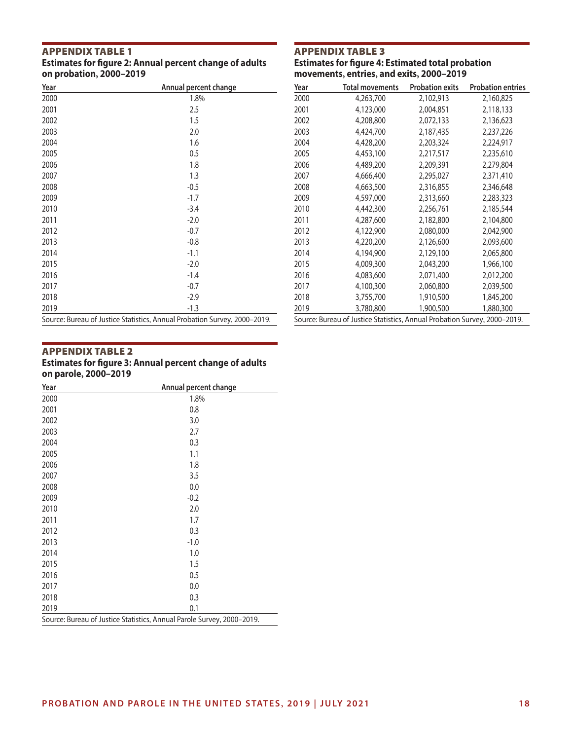## APPENDIX TABLE 1

**Estimates for figure 2: Annual percent change of adults on probation, 2000–2019**

| Year | Annual percent change |
|---|---|
| 2000 | 1.8% |
| 2001 | 2.5 |
| 2002 | 1.5 |
| 2003 | 2.0 |
| 2004 | 1.6 |
| 2005 | 0.5 |
| 2006 | 1.8 |
| 2007 | 1.3 |
| 2008 | -0.5 |
| 2009 | -1.7 |
| 2010 | -3.4 |
| 2011 | -2.0 |
| 2012 | -0.7 |
| 2013 | -0.8 |
| 2014 | -1.1 |
| 2015 | -2.0 |
| 2016 | -1.4 |
| 2017 | -0.7 |
| 2018 | -2.9 |
| 2019 | -1.3 |

Source: Bureau of Justice Statistics, Annual Probation Survey, 2000–2019.

## APPENDIX TABLE 2

**Estimates for figure 3: Annual percent change of adults on parole, 2000–2019**

| Year | Annual percent change |
|---|---|
| 2000 | 1.8% |
| 2001 | 0.8 |
| 2002 | 3.0 |
| 2003 | 2.7 |
| 2004 | 0.3 |
| 2005 | 1.1 |
| 2006 | 1.8 |
| 2007 | 3.5 |
| 2008 | 0.0 |
| 2009 | -0.2 |
| 2010 | 2.0 |
| 2011 | 1.7 |
| 2012 | 0.3 |
| 2013 | -1.0 |
| 2014 | 1.0 |
| 2015 | 1.5 |
| 2016 | 0.5 |
| 2017 | 0.0 |
| 2018 | 0.3 |
| 2019 | 0.1 |

Source: Bureau of Justice Statistics, Annual Parole Survey, 2000–2019.

## APPENDIX TABLE 3

**Estimates for figure 4: Estimated total probation movements, entries, and exits, 2000–2019**

| Year | Total movements | Probation exits | Probation entries |
|---|---|---|---|
| 2000 | 4,263,700 | 2,102,913 | 2,160,825 |
| 2001 | 4,123,000 | 2,004,851 | 2,118,133 |
| 2002 | 4,208,800 | 2,072,133 | 2,136,623 |
| 2003 | 4,424,700 | 2,187,435 | 2,237,226 |
| 2004 | 4,428,200 | 2,203,324 | 2,224,917 |
| 2005 | 4,453,100 | 2,217,517 | 2,235,610 |
| 2006 | 4,489,200 | 2,209,391 | 2,279,804 |
| 2007 | 4,666,400 | 2,295,027 | 2,371,410 |
| 2008 | 4,663,500 | 2,316,855 | 2,346,648 |
| 2009 | 4,597,000 | 2,313,660 | 2,283,323 |
| 2010 | 4,442,300 | 2,256,761 | 2,185,544 |
| 2011 | 4,287,600 | 2,182,800 | 2,104,800 |
| 2012 | 4,122,900 | 2,080,000 | 2,042,900 |
| 2013 | 4,220,200 | 2,126,600 | 2,093,600 |
| 2014 | 4,194,900 | 2,129,100 | 2,065,800 |
| 2015 | 4,009,300 | 2,043,200 | 1,966,100 |
| 2016 | 4,083,600 | 2,071,400 | 2,012,200 |
| 2017 | 4,100,300 | 2,060,800 | 2,039,500 |
| 2018 | 3,755,700 | 1,910,500 | 1,845,200 |
| 2019 | 3,780,800 | 1,900,500 | 1,880,300 |

Source: Bureau of Justice Statistics, Annual Probation Survey, 2000–2019.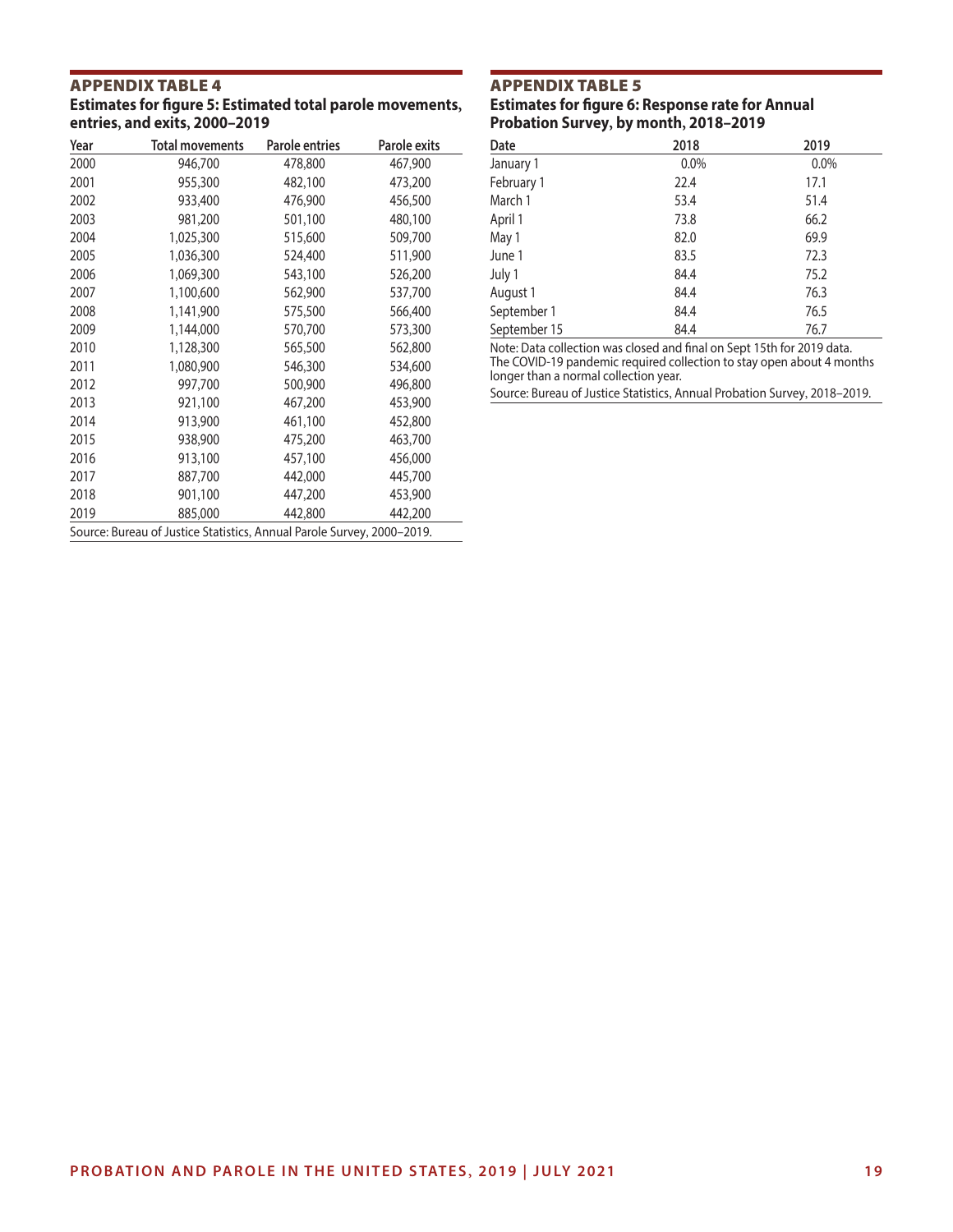## APPENDIX TABLE 4

**Estimates for figure 5: Estimated total parole movements, entries, and exits, 2000–2019**

| Year | Total movements | Parole entries | Parole exits |
|---|---|---|---|
| 2000 | 946,700 | 478,800 | 467,900 |
| 2001 | 955,300 | 482,100 | 473,200 |
| 2002 | 933,400 | 476,900 | 456,500 |
| 2003 | 981,200 | 501,100 | 480,100 |
| 2004 | 1,025,300 | 515,600 | 509,700 |
| 2005 | 1,036,300 | 524,400 | 511,900 |
| 2006 | 1,069,300 | 543,100 | 526,200 |
| 2007 | 1,100,600 | 562,900 | 537,700 |
| 2008 | 1,141,900 | 575,500 | 566,400 |
| 2009 | 1,144,000 | 570,700 | 573,300 |
| 2010 | 1,128,300 | 565,500 | 562,800 |
| 2011 | 1,080,900 | 546,300 | 534,600 |
| 2012 | 997,700 | 500,900 | 496,800 |
| 2013 | 921,100 | 467,200 | 453,900 |
| 2014 | 913,900 | 461,100 | 452,800 |
| 2015 | 938,900 | 475,200 | 463,700 |
| 2016 | 913,100 | 457,100 | 456,000 |
| 2017 | 887,700 | 442,000 | 445,700 |
| 2018 | 901,100 | 447,200 | 453,900 |
| 2019 | 885,000 | 442,800 | 442,200 |

Source: Bureau of Justice Statistics, Annual Parole Survey, 2000–2019.

## APPENDIX TABLE 5

**Estimates for figure 6: Response rate for Annual Probation Survey, by month, 2018–2019**

| Date | 2018 | 2019 |
|---|---|---|
| January 1 | 0.0% | 0.0% |
| February 1 | 22.4 | 17.1 |
| March 1 | 53.4 | 51.4 |
| April 1 | 73.8 | 66.2 |
| May 1 | 82.0 | 69.9 |
| June 1 | 83.5 | 72.3 |
| July 1 | 84.4 | 75.2 |
| August 1 | 84.4 | 76.3 |
| September 1 | 84.4 | 76.5 |
| September 15 | 84.4 | 76.7 |

Note: Data collection was closed and final on Sept 15th for 2019 data. The COVID-19 pandemic required collection to stay open about 4 months longer than a normal collection year.

Source: Bureau of Justice Statistics, Annual Probation Survey, 2018–2019.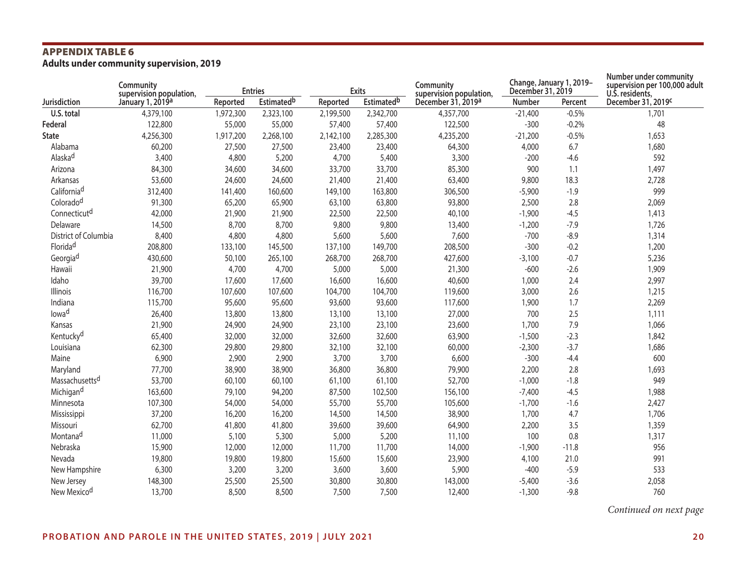## APPENDIX TABLE 6

**Adults under community supervision, 2019**

| Jurisdiction | Community supervision population, January 1, 2019[a] | Entries | | Exits | | Community supervision population, December 31, 2019[a] | Change, January 1, 2019–December 31, 2019 | | Number under community supervision per 100,000 adult U.S. residents, December 31, 2019[c] |
|---|---|---|---|---|---|---|---|---|---|
| | | Reported | Estimated[b] | Reported | Estimated[b] | | Number | Percent | |
| **U.S. total** | 4,379,100 | 1,972,300 | 2,323,100 | 2,199,500 | 2,342,700 | 4,357,700 | -21,400 | -0.5% | 1,701 |
| **Federal** | 122,800 | 55,000 | 55,000 | 57,400 | 57,400 | 122,500 | -300 | -0.2% | 48 |
| **State** | 4,256,300 | 1,917,200 | 2,268,100 | 2,142,100 | 2,285,300 | 4,235,200 | -21,200 | -0.5% | 1,653 |
| Alabama | 60,200 | 27,500 | 27,500 | 23,400 | 23,400 | 64,300 | 4,000 | 6.7 | 1,680 |
| Alaska[d] | 3,400 | 4,800 | 5,200 | 4,700 | 5,400 | 3,300 | -200 | -4.6 | 592 |
| Arizona | 84,300 | 34,600 | 34,600 | 33,700 | 33,700 | 85,300 | 900 | 1.1 | 1,497 |
| Arkansas | 53,600 | 24,600 | 24,600 | 21,400 | 21,400 | 63,400 | 9,800 | 18.3 | 2,728 |
| California[d] | 312,400 | 141,400 | 160,600 | 149,100 | 163,800 | 306,500 | -5,900 | -1.9 | 999 |
| Colorado[d] | 91,300 | 65,200 | 65,900 | 63,100 | 63,800 | 93,800 | 2,500 | 2.8 | 2,069 |
| Connecticut[d] | 42,000 | 21,900 | 21,900 | 22,500 | 22,500 | 40,100 | -1,900 | -4.5 | 1,413 |
| Delaware | 14,500 | 8,700 | 8,700 | 9,800 | 9,800 | 13,400 | -1,200 | -7.9 | 1,726 |
| District of Columbia | 8,400 | 4,800 | 4,800 | 5,600 | 5,600 | 7,600 | -700 | -8.9 | 1,314 |
| Florida[d] | 208,800 | 133,100 | 145,500 | 137,100 | 149,700 | 208,500 | -300 | -0.2 | 1,200 |
| Georgia[d] | 430,600 | 50,100 | 265,100 | 268,700 | 268,700 | 427,600 | -3,100 | -0.7 | 5,236 |
| Hawaii | 21,900 | 4,700 | 4,700 | 5,000 | 5,000 | 21,300 | -600 | -2.6 | 1,909 |
| Idaho | 39,700 | 17,600 | 17,600 | 16,600 | 16,600 | 40,600 | 1,000 | 2.4 | 2,997 |
| Illinois | 116,700 | 107,600 | 107,600 | 104,700 | 104,700 | 119,600 | 3,000 | 2.6 | 1,215 |
| Indiana | 115,700 | 95,600 | 95,600 | 93,600 | 93,600 | 117,600 | 1,900 | 1.7 | 2,269 |
| Iowa[d] | 26,400 | 13,800 | 13,800 | 13,100 | 13,100 | 27,000 | 700 | 2.5 | 1,111 |
| Kansas | 21,900 | 24,900 | 24,900 | 23,100 | 23,100 | 23,600 | 1,700 | 7.9 | 1,066 |
| Kentucky[d] | 65,400 | 32,000 | 32,000 | 32,600 | 32,600 | 63,900 | -1,500 | -2.3 | 1,842 |
| Louisiana | 62,300 | 29,800 | 29,800 | 32,100 | 32,100 | 60,000 | -2,300 | -3.7 | 1,686 |
| Maine | 6,900 | 2,900 | 2,900 | 3,700 | 3,700 | 6,600 | -300 | -4.4 | 600 |
| Maryland | 77,700 | 38,900 | 38,900 | 36,800 | 36,800 | 79,900 | 2,200 | 2.8 | 1,693 |
| Massachusetts[d] | 53,700 | 60,100 | 60,100 | 61,100 | 61,100 | 52,700 | -1,000 | -1.8 | 949 |
| Michigan[d] | 163,600 | 79,100 | 94,200 | 87,500 | 102,500 | 156,100 | -7,400 | -4.5 | 1,988 |
| Minnesota | 107,300 | 54,000 | 54,000 | 55,700 | 55,700 | 105,600 | -1,700 | -1.6 | 2,427 |
| Mississippi | 37,200 | 16,200 | 16,200 | 14,500 | 14,500 | 38,900 | 1,700 | 4.7 | 1,706 |
| Missouri | 62,700 | 41,800 | 41,800 | 39,600 | 39,600 | 64,900 | 2,200 | 3.5 | 1,359 |
| Montana[d] | 11,000 | 5,100 | 5,300 | 5,000 | 5,200 | 11,100 | 100 | 0.8 | 1,317 |
| Nebraska | 15,900 | 12,000 | 12,000 | 11,700 | 11,700 | 14,000 | -1,900 | -11.8 | 956 |
| Nevada | 19,800 | 19,800 | 19,800 | 15,600 | 15,600 | 23,900 | 4,100 | 21.0 | 991 |
| New Hampshire | 6,300 | 3,200 | 3,200 | 3,600 | 3,600 | 5,900 | -400 | -5.9 | 533 |
| New Jersey | 148,300 | 25,500 | 25,500 | 30,800 | 30,800 | 143,000 | -5,400 | -3.6 | 2,058 |
| New Mexico[d] | 13,700 | 8,500 | 8,500 | 7,500 | 7,500 | 12,400 | -1,300 | -9.8 | 760 |

*Continued on next page*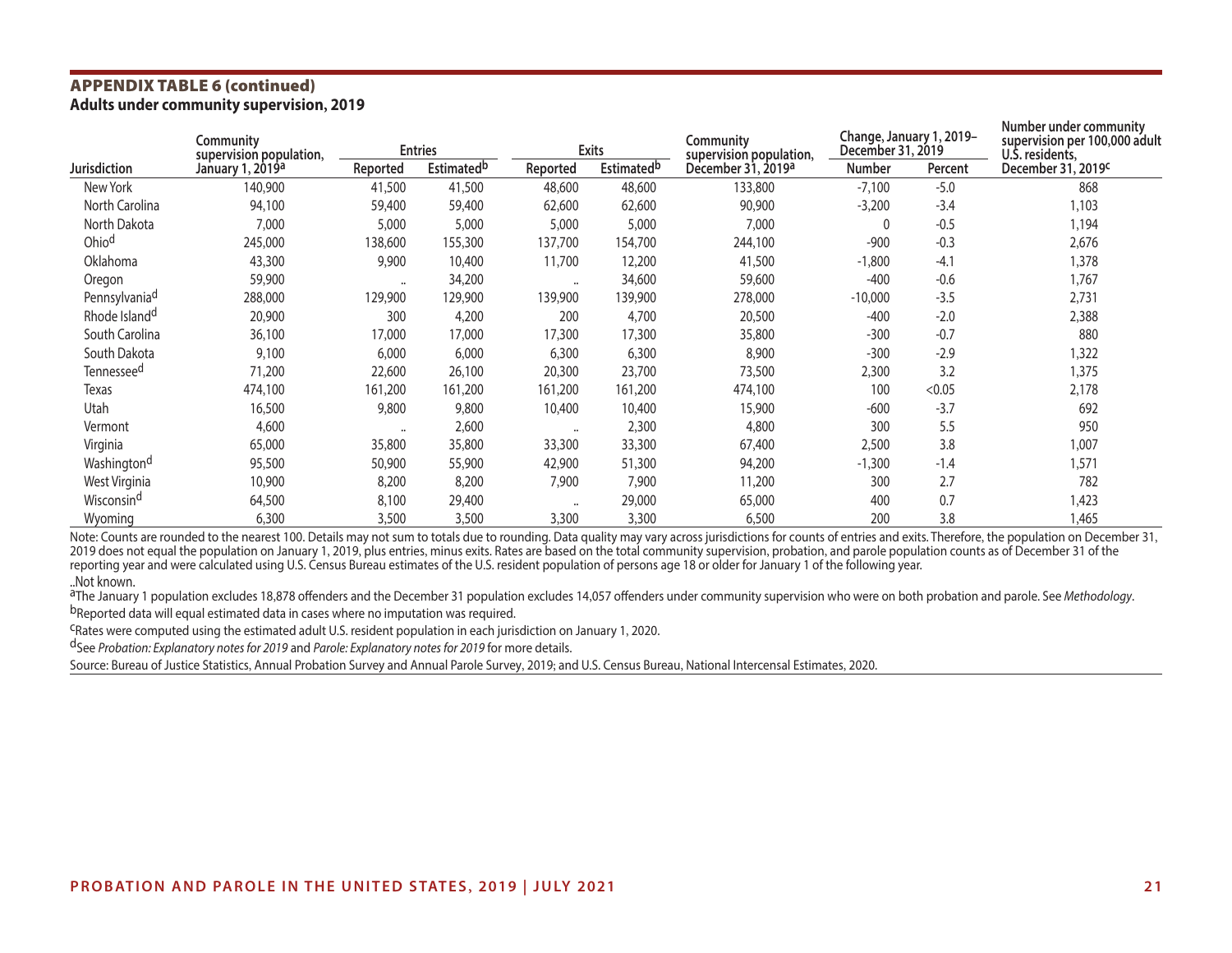## APPENDIX TABLE 6 (continued)

**Adults under community supervision, 2019**

| Jurisdiction | Community supervision population, January 1, 2019[a] | Entries | | Exits | | Community supervision population, December 31, 2019[a] | Change, January 1, 2019–December 31, 2019 | | Number under community supervision per 100,000 adult U.S. residents, December 31, 2019[c] |
|---|---|---|---|---|---|---|---|---|---|
| | | Reported | Estimated[b] | Reported | Estimated[b] | | Number | Percent | |
| New York | 140,900 | 41,500 | 41,500 | 48,600 | 48,600 | 133,800 | -7,100 | -5.0 | 868 |
| North Carolina | 94,100 | 59,400 | 59,400 | 62,600 | 62,600 | 90,900 | -3,200 | -3.4 | 1,103 |
| North Dakota | 7,000 | 5,000 | 5,000 | 5,000 | 5,000 | 7,000 | 0 | -0.5 | 1,194 |
| Ohio[d] | 245,000 | 138,600 | 155,300 | 137,700 | 154,700 | 244,100 | -900 | -0.3 | 2,676 |
| Oklahoma | 43,300 | 9,900 | 10,400 | 11,700 | 12,200 | 41,500 | -1,800 | -4.1 | 1,378 |
| Oregon | 59,900 | .. | 34,200 | .. | 34,600 | 59,600 | -400 | -0.6 | 1,767 |
| Pennsylvania[d] | 288,000 | 129,900 | 129,900 | 139,900 | 139,900 | 278,000 | -10,000 | -3.5 | 2,731 |
| Rhode Island[d] | 20,900 | 300 | 4,200 | 200 | 4,700 | 20,500 | -400 | -2.0 | 2,388 |
| South Carolina | 36,100 | 17,000 | 17,000 | 17,300 | 17,300 | 35,800 | -300 | -0.7 | 880 |
| South Dakota | 9,100 | 6,000 | 6,000 | 6,300 | 6,300 | 8,900 | -300 | -2.9 | 1,322 |
| Tennessee[d] | 71,200 | 22,600 | 26,100 | 20,300 | 23,700 | 73,500 | 2,300 | 3.2 | 1,375 |
| Texas | 474,100 | 161,200 | 161,200 | 161,200 | 161,200 | 474,100 | 100 | <0.05 | 2,178 |
| Utah | 16,500 | 9,800 | 9,800 | 10,400 | 10,400 | 15,900 | -600 | -3.7 | 692 |
| Vermont | 4,600 | .. | 2,600 | .. | 2,300 | 4,800 | 300 | 5.5 | 950 |
| Virginia | 65,000 | 35,800 | 35,800 | 33,300 | 33,300 | 67,400 | 2,500 | 3.8 | 1,007 |
| Washington[d] | 95,500 | 50,900 | 55,900 | 42,900 | 51,300 | 94,200 | -1,300 | -1.4 | 1,571 |
| West Virginia | 10,900 | 8,200 | 8,200 | 7,900 | 7,900 | 11,200 | 300 | 2.7 | 782 |
| Wisconsin[d] | 64,500 | 8,100 | 29,400 | .. | 29,000 | 65,000 | 400 | 0.7 | 1,423 |
| Wyoming | 6,300 | 3,500 | 3,500 | 3,300 | 3,300 | 6,500 | 200 | 3.8 | 1,465 |

Note: Counts are rounded to the nearest 100. Details may not sum to totals due to rounding. Data quality may vary across jurisdictions for counts of entries and exits. Therefore, the population on December 31, 2019 does not equal the population on January 1, 2019, plus entries, minus exits. Rates are based on the total community supervision, probation, and parole population counts as of December 31 of the reporting year and were calculated using U.S. Census Bureau estimates of the U.S. resident population of persons age 18 or older for January 1 of the following year.

..Not known.

[a]The January 1 population excludes 18,878 offenders and the December 31 population excludes 14,057 offenders under community supervision who were on both probation and parole. See *Methodology*.

[b]Reported data will equal estimated data in cases where no imputation was required.

[c]Rates were computed using the estimated adult U.S. resident population in each jurisdiction on January 1, 2020.

[d]See *Probation: Explanatory notes for 2019* and *Parole: Explanatory notes for 2019* for more details.

Source: Bureau of Justice Statistics, Annual Probation Survey and Annual Parole Survey, 2019; and U.S. Census Bureau, National Intercensal Estimates, 2020.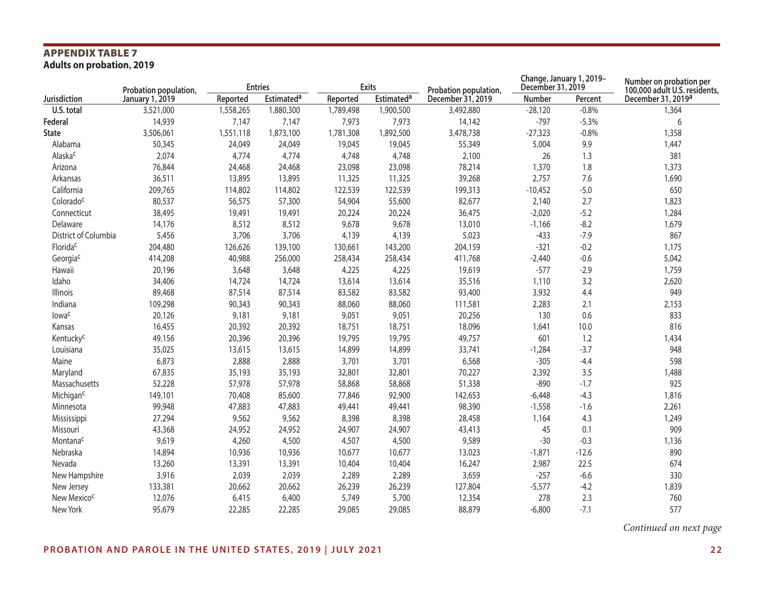## APPENDIX TABLE 7

**Adults on probation, 2019**

| Jurisdiction | Probation population, January 1, 2019 | Entries | | Exits | | Probation population, December 31, 2019 | Change, January 1, 2019–December 31, 2019 | | Number on probation per 100,000 adult U.S. residents, December 31, 2019[a] |
|---|---|---|---|---|---|---|---|---|---|
| | | Reported | Estimated[a] | Reported | Estimated[a] | | Number | Percent | |
| **U.S. total** | 3,521,000 | 1,558,265 | 1,880,300 | 1,789,498 | 1,900,500 | 3,492,880 | -28,120 | -0.8% | 1,364 |
| **Federal** | 14,939 | 7,147 | 7,147 | 7,973 | 7,973 | 14,142 | -797 | -5.3% | 6 |
| **State** | 3,506,061 | 1,551,118 | 1,873,100 | 1,781,308 | 1,892,500 | 3,478,738 | -27,323 | -0.8% | 1,358 |
| Alabama | 50,345 | 24,049 | 24,049 | 19,045 | 19,045 | 55,349 | 5,004 | 9.9 | 1,447 |
| Alaska[c] | 2,074 | 4,774 | 4,774 | 4,748 | 4,748 | 2,100 | 26 | 1.3 | 381 |
| Arizona | 76,844 | 24,468 | 24,468 | 23,098 | 23,098 | 78,214 | 1,370 | 1.8 | 1,373 |
| Arkansas | 36,511 | 13,895 | 13,895 | 11,325 | 11,325 | 39,268 | 2,757 | 7.6 | 1,690 |
| California | 209,765 | 114,802 | 114,802 | 122,539 | 122,539 | 199,313 | -10,452 | -5.0 | 650 |
| Colorado[c] | 80,537 | 56,575 | 57,300 | 54,904 | 55,600 | 82,677 | 2,140 | 2.7 | 1,823 |
| Connecticut | 38,495 | 19,491 | 19,491 | 20,224 | 20,224 | 36,475 | -2,020 | -5.2 | 1,284 |
| Delaware | 14,176 | 8,512 | 8,512 | 9,678 | 9,678 | 13,010 | -1,166 | -8.2 | 1,679 |
| District of Columbia | 5,456 | 3,706 | 3,706 | 4,139 | 4,139 | 5,023 | -433 | -7.9 | 867 |
| Florida[c] | 204,480 | 126,626 | 139,100 | 130,661 | 143,200 | 204,159 | -321 | -0.2 | 1,175 |
| Georgia[c] | 414,208 | 40,988 | 256,000 | 258,434 | 258,434 | 411,768 | -2,440 | -0.6 | 5,042 |
| Hawaii | 20,196 | 3,648 | 3,648 | 4,225 | 4,225 | 19,619 | -577 | -2.9 | 1,759 |
| Idaho | 34,406 | 14,724 | 14,724 | 13,614 | 13,614 | 35,516 | 1,110 | 3.2 | 2,620 |
| Illinois | 89,468 | 87,514 | 87,514 | 83,582 | 83,582 | 93,400 | 3,932 | 4.4 | 949 |
| Indiana | 109,298 | 90,343 | 90,343 | 88,060 | 88,060 | 111,581 | 2,283 | 2.1 | 2,153 |
| Iowa[c] | 20,126 | 9,181 | 9,181 | 9,051 | 9,051 | 20,256 | 130 | 0.6 | 833 |
| Kansas | 16,455 | 20,392 | 20,392 | 18,751 | 18,751 | 18,096 | 1,641 | 10.0 | 816 |
| Kentucky[c] | 49,156 | 20,396 | 20,396 | 19,795 | 19,795 | 49,757 | 601 | 1.2 | 1,434 |
| Louisiana | 35,025 | 13,615 | 13,615 | 14,899 | 14,899 | 33,741 | -1,284 | -3.7 | 948 |
| Maine | 6,873 | 2,888 | 2,888 | 3,701 | 3,701 | 6,568 | -305 | -4.4 | 598 |
| Maryland | 67,835 | 35,193 | 35,193 | 32,801 | 32,801 | 70,227 | 2,392 | 3.5 | 1,488 |
| Massachusetts | 52,228 | 57,978 | 57,978 | 58,868 | 58,868 | 51,338 | -890 | -1.7 | 925 |
| Michigan[c] | 149,101 | 70,408 | 85,600 | 77,846 | 92,900 | 142,653 | -6,448 | -4.3 | 1,816 |
| Minnesota | 99,948 | 47,883 | 47,883 | 49,441 | 49,441 | 98,390 | -1,558 | -1.6 | 2,261 |
| Mississippi | 27,294 | 9,562 | 9,562 | 8,398 | 8,398 | 28,458 | 1,164 | 4.3 | 1,249 |
| Missouri | 43,368 | 24,952 | 24,952 | 24,907 | 24,907 | 43,413 | 45 | 0.1 | 909 |
| Montana[c] | 9,619 | 4,260 | 4,500 | 4,507 | 4,500 | 9,589 | -30 | -0.3 | 1,136 |
| Nebraska | 14,894 | 10,936 | 10,936 | 10,677 | 10,677 | 13,023 | -1,871 | -12.6 | 890 |
| Nevada | 13,260 | 13,391 | 13,391 | 10,404 | 10,404 | 16,247 | 2,987 | 22.5 | 674 |
| New Hampshire | 3,916 | 2,039 | 2,039 | 2,289 | 2,289 | 3,659 | -257 | -6.6 | 330 |
| New Jersey | 133,381 | 20,662 | 20,662 | 26,239 | 26,239 | 127,804 | -5,577 | -4.2 | 1,839 |
| New Mexico[c] | 12,076 | 6,415 | 6,400 | 5,749 | 5,700 | 12,354 | 278 | 2.3 | 760 |
| New York | 95,679 | 22,285 | 22,285 | 29,085 | 29,085 | 88,879 | -6,800 | -7.1 | 577 |

*Continued on next page*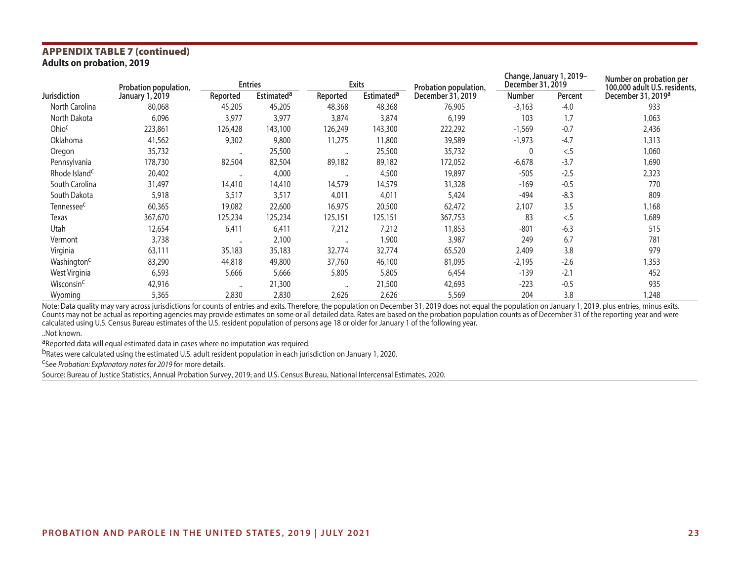## APPENDIX TABLE 7 (continued)

**Adults on probation, 2019**

| Jurisdiction | Probation population, January 1, 2019 | Entries | | Exits | | Probation population, December 31, 2019 | Change, January 1, 2019–December 31, 2019 | | Number on probation per 100,000 adult U.S. residents, December 31, 2019[a] |
|---|---|---|---|---|---|---|---|---|---|
| | | Reported | Estimated[a] | Reported | Estimated[a] | | Number | Percent | |
| North Carolina | 80,068 | 45,205 | 45,205 | 48,368 | 48,368 | 76,905 | -3,163 | -4.0 | 933 |
| North Dakota | 6,096 | 3,977 | 3,977 | 3,874 | 3,874 | 6,199 | 103 | 1.7 | 1,063 |
| Ohio[c] | 223,861 | 126,428 | 143,100 | 126,249 | 143,300 | 222,292 | -1,569 | -0.7 | 2,436 |
| Oklahoma | 41,562 | 9,302 | 9,800 | 11,275 | 11,800 | 39,589 | -1,973 | -4.7 | 1,313 |
| Oregon | 35,732 | .. | 25,500 | .. | 25,500 | 35,732 | 0 | <.5 | 1,060 |
| Pennsylvania | 178,730 | 82,504 | 82,504 | 89,182 | 89,182 | 172,052 | -6,678 | -3.7 | 1,690 |
| Rhode Island[c] | 20,402 | .. | 4,000 | .. | 4,500 | 19,897 | -505 | -2.5 | 2,323 |
| South Carolina | 31,497 | 14,410 | 14,410 | 14,579 | 14,579 | 31,328 | -169 | -0.5 | 770 |
| South Dakota | 5,918 | 3,517 | 3,517 | 4,011 | 4,011 | 5,424 | -494 | -8.3 | 809 |
| Tennessee[c] | 60,365 | 19,082 | 22,600 | 16,975 | 20,500 | 62,472 | 2,107 | 3.5 | 1,168 |
| Texas | 367,670 | 125,234 | 125,234 | 125,151 | 125,151 | 367,753 | 83 | <.5 | 1,689 |
| Utah | 12,654 | 6,411 | 6,411 | 7,212 | 7,212 | 11,853 | -801 | -6.3 | 515 |
| Vermont | 3,738 | .. | 2,100 | .. | 1,900 | 3,987 | 249 | 6.7 | 781 |
| Virginia | 63,111 | 35,183 | 35,183 | 32,774 | 32,774 | 65,520 | 2,409 | 3.8 | 979 |
| Washington[c] | 83,290 | 44,818 | 49,800 | 37,760 | 46,100 | 81,095 | -2,195 | -2.6 | 1,353 |
| West Virginia | 6,593 | 5,666 | 5,666 | 5,805 | 5,805 | 6,454 | -139 | -2.1 | 452 |
| Wisconsin[c] | 42,916 | .. | 21,300 | .. | 21,500 | 42,693 | -223 | -0.5 | 935 |
| Wyoming | 5,365 | 2,830 | 2,830 | 2,626 | 2,626 | 5,569 | 204 | 3.8 | 1,248 |

Note: Data quality may vary across jurisdictions for counts of entries and exits. Therefore, the population on December 31, 2019 does not equal the population on January 1, 2019, plus entries, minus exits. Counts may not be actual as reporting agencies may provide estimates on some or all detailed data. Rates are based on the probation population counts as of December 31 of the reporting year and were calculated using U.S. Census Bureau estimates of the U.S. resident population of persons age 18 or older for January 1 of the following year.

..Not known.

[a]Reported data will equal estimated data in cases where no imputation was required.

[b]Rates were calculated using the estimated U.S. adult resident population in each jurisdiction on January 1, 2020.

[c]See *Probation: Explanatory notes for 2019* for more details.

Source: Bureau of Justice Statistics, Annual Probation Survey, 2019; and U.S. Census Bureau, National Intercensal Estimates, 2020.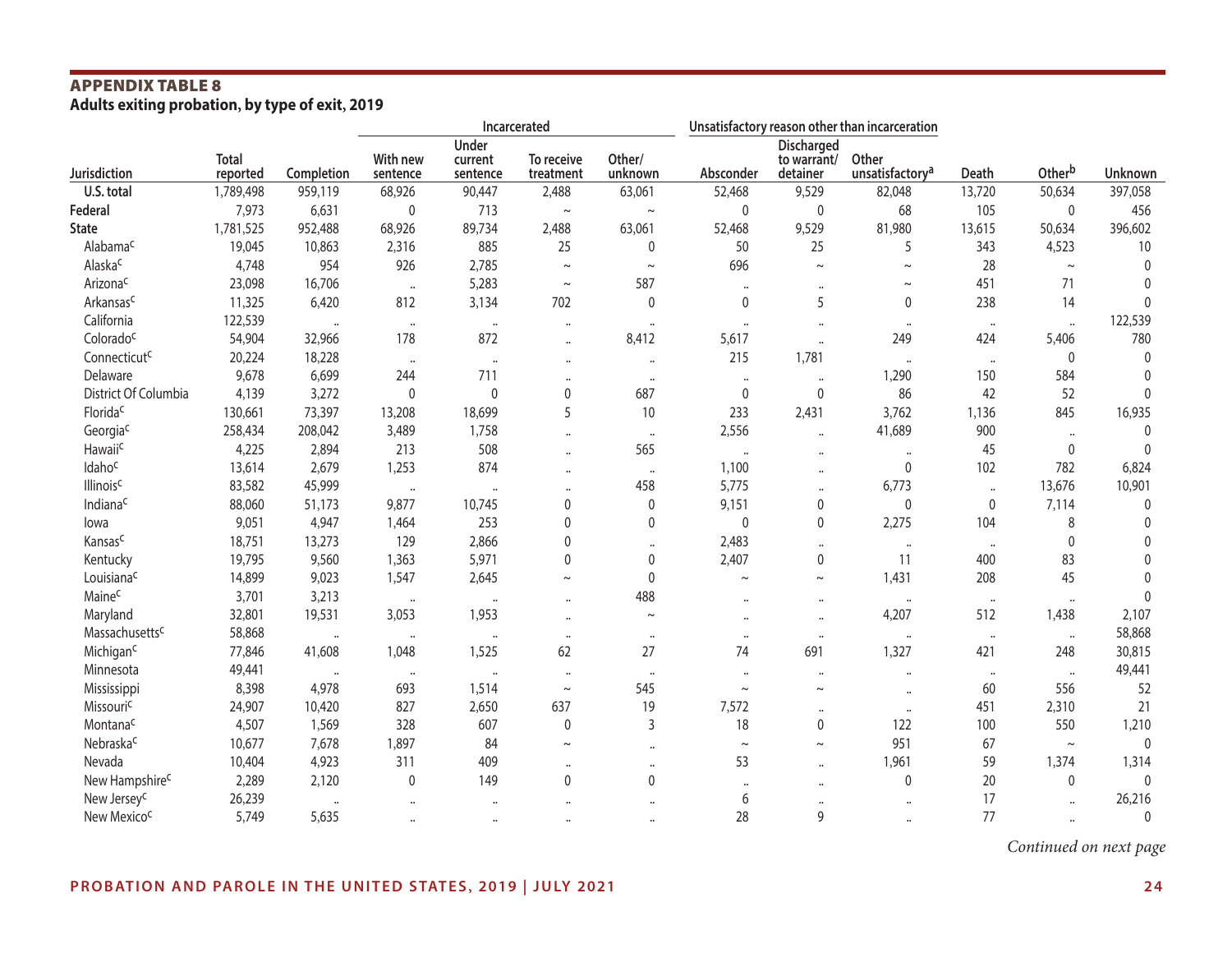## APPENDIX TABLE 8
**Adults exiting probation, by type of exit, 2019**

| Jurisdiction | Total reported | Completion | Incarcerated | | | | Unsatisfactory reason other than incarceration | | | Death | Other[b] | Unknown |
|---|---|---|---|---|---|---|---|---|---|---|---|---|
| | | | With new sentence | Under current sentence | To receive treatment | Other/ unknown | Absconder | Discharged to warrant/ detainer | Other unsatisfactory[a] | | | |
| **U.S. total** | 1,789,498 | 959,119 | 68,926 | 90,447 | 2,488 | 63,061 | 52,468 | 9,529 | 82,048 | 13,720 | 50,634 | 397,058 |
| **Federal** | 7,973 | 6,631 | 0 | 713 | ~ | ~ | 0 | 0 | 68 | 105 | 0 | 456 |
| **State** | 1,781,525 | 952,488 | 68,926 | 89,734 | 2,488 | 63,061 | 52,468 | 9,529 | 81,980 | 13,615 | 50,634 | 396,602 |
| Alabama[c] | 19,045 | 10,863 | 2,316 | 885 | 25 | 0 | 50 | 25 | 5 | 343 | 4,523 | 10 |
| Alaska[c] | 4,748 | 954 | 926 | 2,785 | ~ | ~ | 696 | ~ | ~ | 28 | ~ | 0 |
| Arizona[c] | 23,098 | 16,706 | .. | 5,283 | ~ | 587 | .. | .. | ~ | 451 | 71 | 0 |
| Arkansas[c] | 11,325 | 6,420 | 812 | 3,134 | 702 | 0 | 0 | 5 | 0 | 238 | 14 | 0 |
| California | 122,539 | .. | .. | .. | .. | .. | .. | .. | .. | .. | .. | 122,539 |
| Colorado[c] | 54,904 | 32,966 | 178 | 872 | .. | 8,412 | 5,617 | .. | 249 | 424 | 5,406 | 780 |
| Connecticut[c] | 20,224 | 18,228 | .. | .. | .. | .. | 215 | 1,781 | .. | .. | 0 | 0 |
| Delaware | 9,678 | 6,699 | 244 | 711 | .. | .. | .. | .. | 1,290 | 150 | 584 | 0 |
| District Of Columbia | 4,139 | 3,272 | 0 | 0 | 0 | 687 | 0 | 0 | 86 | 42 | 52 | 0 |
| Florida[c] | 130,661 | 73,397 | 13,208 | 18,699 | 5 | 10 | 233 | 2,431 | 3,762 | 1,136 | 845 | 16,935 |
| Georgia[c] | 258,434 | 208,042 | 3,489 | 1,758 | .. | .. | 2,556 | .. | 41,689 | 900 | .. | 0 |
| Hawaii[c] | 4,225 | 2,894 | 213 | 508 | .. | 565 | .. | .. | .. | 45 | 0 | 0 |
| Idaho[c] | 13,614 | 2,679 | 1,253 | 874 | .. | .. | 1,100 | .. | 0 | 102 | 782 | 6,824 |
| Illinois[c] | 83,582 | 45,999 | .. | .. | .. | 458 | 5,775 | .. | 6,773 | .. | 13,676 | 10,901 |
| Indiana[c] | 88,060 | 51,173 | 9,877 | 10,745 | 0 | 0 | 9,151 | 0 | 0 | 0 | 7,114 | 0 |
| Iowa | 9,051 | 4,947 | 1,464 | 253 | 0 | 0 | 0 | 0 | 2,275 | 104 | 8 | 0 |
| Kansas[c] | 18,751 | 13,273 | 129 | 2,866 | 0 | .. | 2,483 | .. | .. | .. | 0 | 0 |
| Kentucky | 19,795 | 9,560 | 1,363 | 5,971 | 0 | 0 | 2,407 | 0 | 11 | 400 | 83 | 0 |
| Louisiana[c] | 14,899 | 9,023 | 1,547 | 2,645 | ~ | 0 | ~ | ~ | 1,431 | 208 | 45 | 0 |
| Maine[c] | 3,701 | 3,213 | .. | .. | .. | 488 | .. | .. | .. | .. | .. | 0 |
| Maryland | 32,801 | 19,531 | 3,053 | 1,953 | .. | ~ | .. | .. | 4,207 | 512 | 1,438 | 2,107 |
| Massachusetts[c] | 58,868 | .. | .. | .. | .. | .. | .. | .. | .. | .. | .. | 58,868 |
| Michigan[c] | 77,846 | 41,608 | 1,048 | 1,525 | 62 | 27 | 74 | 691 | 1,327 | 421 | 248 | 30,815 |
| Minnesota | 49,441 | .. | .. | .. | .. | .. | .. | .. | .. | .. | .. | 49,441 |
| Mississippi | 8,398 | 4,978 | 693 | 1,514 | ~ | 545 | ~ | ~ | .. | 60 | 556 | 52 |
| Missouri[c] | 24,907 | 10,420 | 827 | 2,650 | 637 | 19 | 7,572 | .. | .. | 451 | 2,310 | 21 |
| Montana[c] | 4,507 | 1,569 | 328 | 607 | 0 | 3 | 18 | 0 | 122 | 100 | 550 | 1,210 |
| Nebraska[c] | 10,677 | 7,678 | 1,897 | 84 | ~ | .. | ~ | ~ | 951 | 67 | ~ | 0 |
| Nevada | 10,404 | 4,923 | 311 | 409 | .. | .. | 53 | .. | 1,961 | 59 | 1,374 | 1,314 |
| New Hampshire[c] | 2,289 | 2,120 | 0 | 149 | 0 | 0 | .. | .. | 0 | 20 | 0 | 0 |
| New Jersey[c] | 26,239 | .. | .. | .. | .. | .. | 6 | .. | .. | 17 | .. | 26,216 |
| New Mexico[c] | 5,749 | 5,635 | .. | .. | .. | .. | 28 | 9 | .. | 77 | .. | 0 |

*Continued on next page*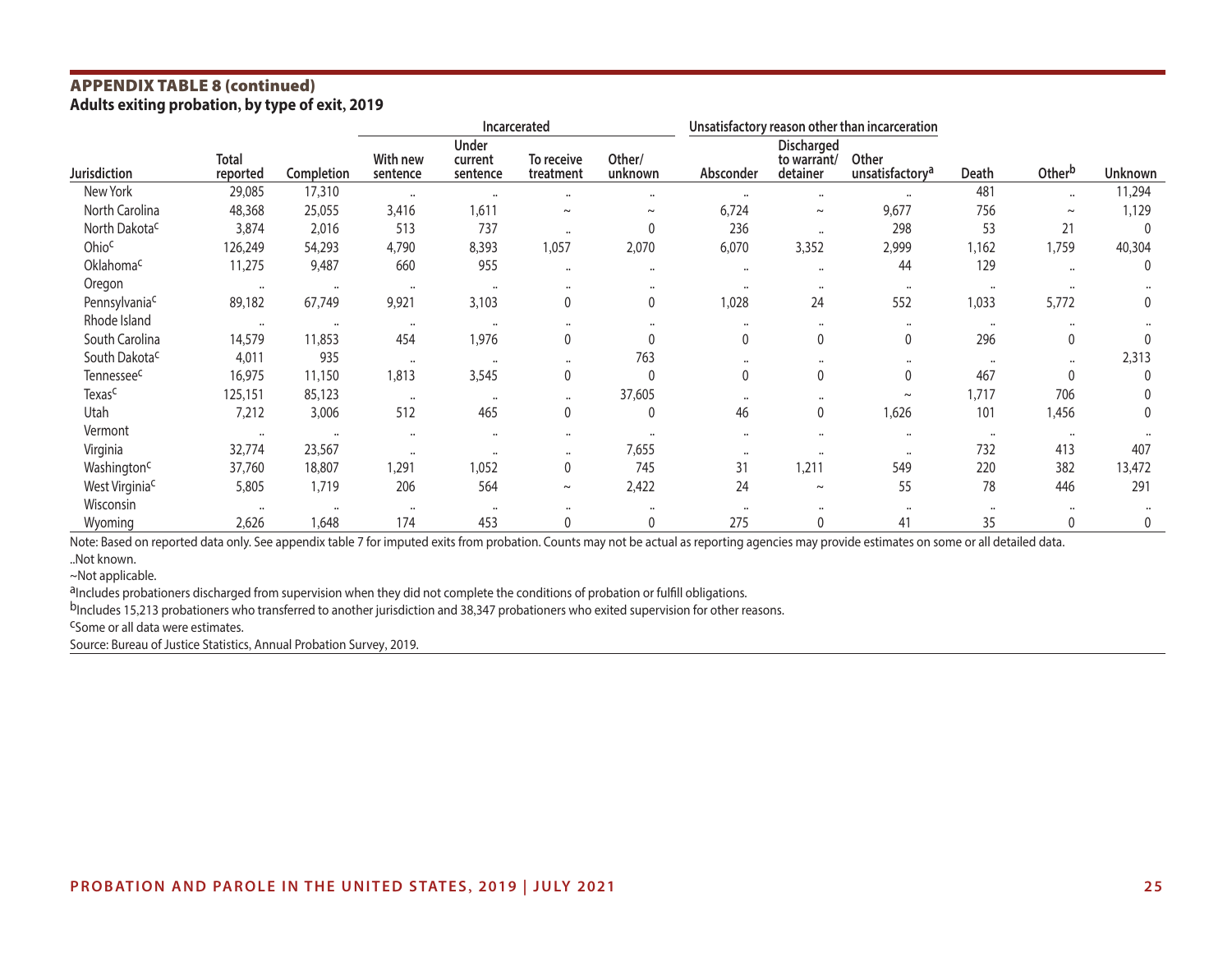## APPENDIX TABLE 8 (continued)

**Adults exiting probation, by type of exit, 2019**

| Jurisdiction | Total reported | Completion | Incarcerated | | | | Unsatisfactory reason other than incarceration | | | Death | Other[b] | Unknown |
|---|---|---|---|---|---|---|---|---|---|---|---|---|
| | | | With new sentence | Under current sentence | To receive treatment | Other/ unknown | Absconder | Discharged to warrant/ detainer | Other unsatisfactory[a] | | | |
| New York | 29,085 | 17,310 | .. | .. | .. | .. | .. | .. | .. | 481 | .. | 11,294 |
| North Carolina | 48,368 | 25,055 | 3,416 | 1,611 | ~ | ~ | 6,724 | ~ | 9,677 | 756 | ~ | 1,129 |
| North Dakota[c] | 3,874 | 2,016 | 513 | 737 | .. | 0 | 236 | .. | 298 | 53 | 21 | 0 |
| Ohio[c] | 126,249 | 54,293 | 4,790 | 8,393 | 1,057 | 2,070 | 6,070 | 3,352 | 2,999 | 1,162 | 1,759 | 40,304 |
| Oklahoma[c] | 11,275 | 9,487 | 660 | 955 | .. | .. | .. | .. | 44 | 129 | .. | 0 |
| Oregon | .. | .. | .. | .. | .. | .. | .. | .. | .. | .. | .. | .. |
| Pennsylvania[c] | 89,182 | 67,749 | 9,921 | 3,103 | 0 | 0 | 1,028 | 24 | 552 | 1,033 | 5,772 | 0 |
| Rhode Island | .. | .. | .. | .. | .. | .. | .. | .. | .. | .. | .. | .. |
| South Carolina | 14,579 | 11,853 | 454 | 1,976 | 0 | 0 | 0 | 0 | 0 | 296 | 0 | 0 |
| South Dakota[c] | 4,011 | 935 | .. | .. | .. | 763 | .. | .. | .. | .. | .. | 2,313 |
| Tennessee[c] | 16,975 | 11,150 | 1,813 | 3,545 | 0 | 0 | 0 | 0 | 0 | 467 | 0 | 0 |
| Texas[c] | 125,151 | 85,123 | .. | .. | .. | 37,605 | .. | .. | ~ | 1,717 | 706 | 0 |
| Utah | 7,212 | 3,006 | 512 | 465 | 0 | 0 | 46 | 0 | 1,626 | 101 | 1,456 | 0 |
| Vermont | .. | .. | .. | .. | .. | .. | .. | .. | .. | .. | .. | .. |
| Virginia | 32,774 | 23,567 | .. | .. | .. | 7,655 | .. | .. | .. | 732 | 413 | 407 |
| Washington[c] | 37,760 | 18,807 | 1,291 | 1,052 | 0 | 745 | 31 | 1,211 | 549 | 220 | 382 | 13,472 |
| West Virginia[c] | 5,805 | 1,719 | 206 | 564 | ~ | 2,422 | 24 | ~ | 55 | 78 | 446 | 291 |
| Wisconsin | .. | .. | .. | .. | .. | .. | .. | .. | .. | .. | .. | .. |
| Wyoming | 2,626 | 1,648 | 174 | 453 | 0 | 0 | 275 | 0 | 41 | 35 | 0 | 0 |

Note: Based on reported data only. See appendix table 7 for imputed exits from probation. Counts may not be actual as reporting agencies may provide estimates on some or all detailed data.

..Not known.

~Not applicable.

[a]Includes probationers discharged from supervision when they did not complete the conditions of probation or fulfill obligations.

[b]Includes 15,213 probationers who transferred to another jurisdiction and 38,347 probationers who exited supervision for other reasons.

[c]Some or all data were estimates.

Source: Bureau of Justice Statistics, Annual Probation Survey, 2019.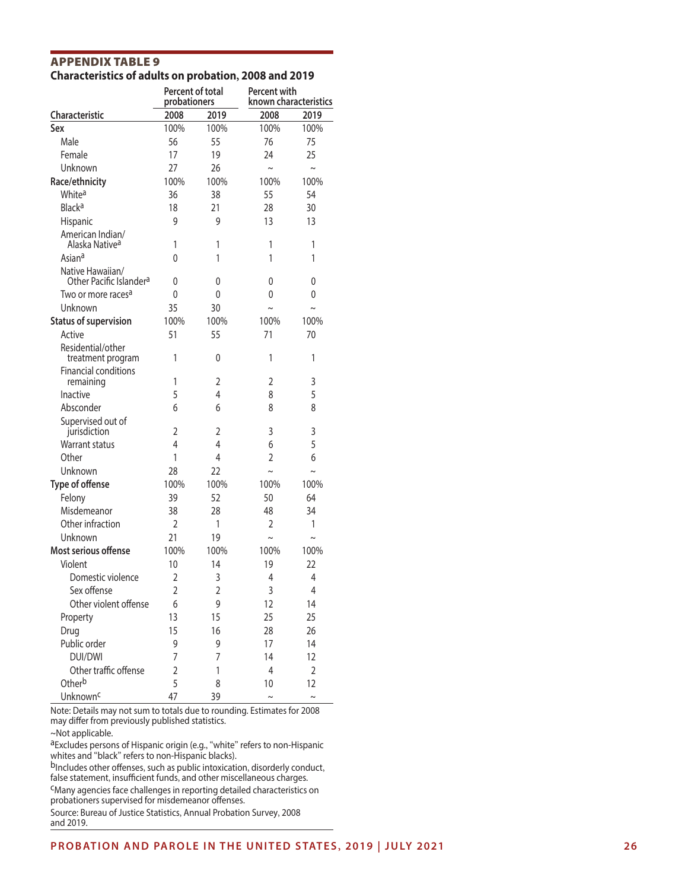## APPENDIX TABLE 9

**Characteristics of adults on probation, 2008 and 2019**

| Characteristic | Percent of total probationers | | Percent with known characteristics | |
|---|---|---|---|---|
| | 2008 | 2019 | 2008 | 2019 |
| **Sex** | 100% | 100% | 100% | 100% |
| Male | 56 | 55 | 76 | 75 |
| Female | 17 | 19 | 24 | 25 |
| Unknown | 27 | 26 | ~ | ~ |
| **Race/ethnicity** | 100% | 100% | 100% | 100% |
| White[a] | 36 | 38 | 55 | 54 |
| Black[a] | 18 | 21 | 28 | 30 |
| Hispanic | 9 | 9 | 13 | 13 |
| American Indian/ Alaska Native[a] | 1 | 1 | 1 | 1 |
| Asian[a] | 0 | 1 | 1 | 1 |
| Native Hawaiian/ Other Pacific Islander[a] | 0 | 0 | 0 | 0 |
| Two or more races[a] | 0 | 0 | 0 | 0 |
| Unknown | 35 | 30 | ~ | ~ |
| **Status of supervision** | 100% | 100% | 100% | 100% |
| Active | 51 | 55 | 71 | 70 |
| Residential/other treatment program | 1 | 0 | 1 | 1 |
| Financial conditions remaining | 1 | 2 | 2 | 3 |
| Inactive | 5 | 4 | 8 | 5 |
| Absconder | 6 | 6 | 8 | 8 |
| Supervised out of jurisdiction | 2 | 2 | 3 | 3 |
| Warrant status | 4 | 4 | 6 | 5 |
| Other | 1 | 4 | 2 | 6 |
| Unknown | 28 | 22 | ~ | ~ |
| **Type of offense** | 100% | 100% | 100% | 100% |
| Felony | 39 | 52 | 50 | 64 |
| Misdemeanor | 38 | 28 | 48 | 34 |
| Other infraction | 2 | 1 | 2 | 1 |
| Unknown | 21 | 19 | ~ | ~ |
| **Most serious offense** | 100% | 100% | 100% | 100% |
| Violent | 10 | 14 | 19 | 22 |
| Domestic violence | 2 | 3 | 4 | 4 |
| Sex offense | 2 | 2 | 3 | 4 |
| Other violent offense | 6 | 9 | 12 | 14 |
| Property | 13 | 15 | 25 | 25 |
| Drug | 15 | 16 | 28 | 26 |
| Public order | 9 | 9 | 17 | 14 |
| DUI/DWI | 7 | 7 | 14 | 12 |
| Other traffic offense | 2 | 1 | 4 | 2 |
| Other[b] | 5 | 8 | 10 | 12 |
| Unknown[c] | 47 | 39 | ~ | ~ |

Note: Details may not sum to totals due to rounding. Estimates for 2008 may differ from previously published statistics.

~Not applicable.

[a]Excludes persons of Hispanic origin (e.g., "white" refers to non-Hispanic whites and "black" refers to non-Hispanic blacks).

[b]Includes other offenses, such as public intoxication, disorderly conduct, false statement, insufficient funds, and other miscellaneous charges.

[c]Many agencies face challenges in reporting detailed characteristics on probationers supervised for misdemeanor offenses.

Source: Bureau of Justice Statistics, Annual Probation Survey, 2008 and 2019.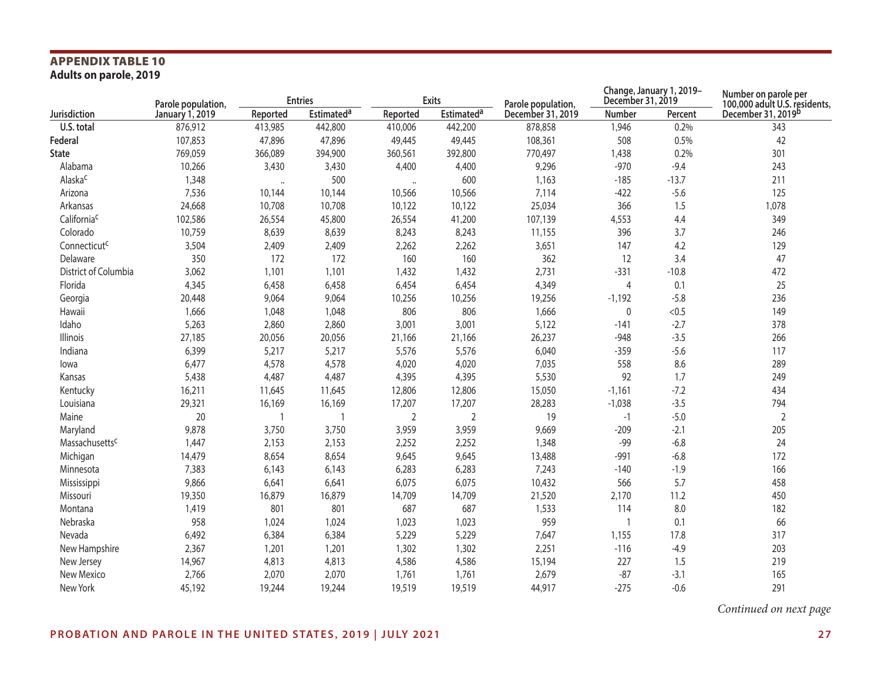## APPENDIX TABLE 10
**Adults on parole, 2019**

| Jurisdiction | Parole population, January 1, 2019 | Entries | | Exits | | Parole population, December 31, 2019 | Change, January 1, 2019–December 31, 2019 | | Number on parole per 100,000 adult U.S. residents, December 31, 2019[b] |
|---|---|---|---|---|---|---|---|---|---|
| | | Reported | Estimated[a] | Reported | Estimated[a] | | Number | Percent | |
| **U.S. total** | 876,912 | 413,985 | 442,800 | 410,006 | 442,200 | 878,858 | 1,946 | 0.2% | 343 |
| **Federal** | 107,853 | 47,896 | 47,896 | 49,445 | 49,445 | 108,361 | 508 | 0.5% | 42 |
| **State** | 769,059 | 366,089 | 394,900 | 360,561 | 392,800 | 770,497 | 1,438 | 0.2% | 301 |
| Alabama | 10,266 | 3,430 | 3,430 | 4,400 | 4,400 | 9,296 | -970 | -9.4 | 243 |
| Alaska[c] | 1,348 | .. | 500 | .. | 600 | 1,163 | -185 | -13.7 | 211 |
| Arizona | 7,536 | 10,144 | 10,144 | 10,566 | 10,566 | 7,114 | -422 | -5.6 | 125 |
| Arkansas | 24,668 | 10,708 | 10,708 | 10,122 | 10,122 | 25,034 | 366 | 1.5 | 1,078 |
| California[c] | 102,586 | 26,554 | 45,800 | 26,554 | 41,200 | 107,139 | 4,553 | 4.4 | 349 |
| Colorado | 10,759 | 8,639 | 8,639 | 8,243 | 8,243 | 11,155 | 396 | 3.7 | 246 |
| Connecticut[c] | 3,504 | 2,409 | 2,409 | 2,262 | 2,262 | 3,651 | 147 | 4.2 | 129 |
| Delaware | 350 | 172 | 172 | 160 | 160 | 362 | 12 | 3.4 | 47 |
| District of Columbia | 3,062 | 1,101 | 1,101 | 1,432 | 1,432 | 2,731 | -331 | -10.8 | 472 |
| Florida | 4,345 | 6,458 | 6,458 | 6,454 | 6,454 | 4,349 | 4 | 0.1 | 25 |
| Georgia | 20,448 | 9,064 | 9,064 | 10,256 | 10,256 | 19,256 | -1,192 | -5.8 | 236 |
| Hawaii | 1,666 | 1,048 | 1,048 | 806 | 806 | 1,666 | 0 | <0.5 | 149 |
| Idaho | 5,263 | 2,860 | 2,860 | 3,001 | 3,001 | 5,122 | -141 | -2.7 | 378 |
| Illinois | 27,185 | 20,056 | 20,056 | 21,166 | 21,166 | 26,237 | -948 | -3.5 | 266 |
| Indiana | 6,399 | 5,217 | 5,217 | 5,576 | 5,576 | 6,040 | -359 | -5.6 | 117 |
| Iowa | 6,477 | 4,578 | 4,578 | 4,020 | 4,020 | 7,035 | 558 | 8.6 | 289 |
| Kansas | 5,438 | 4,487 | 4,487 | 4,395 | 4,395 | 5,530 | 92 | 1.7 | 249 |
| Kentucky | 16,211 | 11,645 | 11,645 | 12,806 | 12,806 | 15,050 | -1,161 | -7.2 | 434 |
| Louisiana | 29,321 | 16,169 | 16,169 | 17,207 | 17,207 | 28,283 | -1,038 | -3.5 | 794 |
| Maine | 20 | 1 | 1 | 2 | 2 | 19 | -1 | -5.0 | 2 |
| Maryland | 9,878 | 3,750 | 3,750 | 3,959 | 3,959 | 9,669 | -209 | -2.1 | 205 |
| Massachusetts[c] | 1,447 | 2,153 | 2,153 | 2,252 | 2,252 | 1,348 | -99 | -6.8 | 24 |
| Michigan | 14,479 | 8,654 | 8,654 | 9,645 | 9,645 | 13,488 | -991 | -6.8 | 172 |
| Minnesota | 7,383 | 6,143 | 6,143 | 6,283 | 6,283 | 7,243 | -140 | -1.9 | 166 |
| Mississippi | 9,866 | 6,641 | 6,641 | 6,075 | 6,075 | 10,432 | 566 | 5.7 | 458 |
| Missouri | 19,350 | 16,879 | 16,879 | 14,709 | 14,709 | 21,520 | 2,170 | 11.2 | 450 |
| Montana | 1,419 | 801 | 801 | 687 | 687 | 1,533 | 114 | 8.0 | 182 |
| Nebraska | 958 | 1,024 | 1,024 | 1,023 | 1,023 | 959 | 1 | 0.1 | 66 |
| Nevada | 6,492 | 6,384 | 6,384 | 5,229 | 5,229 | 7,647 | 1,155 | 17.8 | 317 |
| New Hampshire | 2,367 | 1,201 | 1,201 | 1,302 | 1,302 | 2,251 | -116 | -4.9 | 203 |
| New Jersey | 14,967 | 4,813 | 4,813 | 4,586 | 4,586 | 15,194 | 227 | 1.5 | 219 |
| New Mexico | 2,766 | 2,070 | 2,070 | 1,761 | 1,761 | 2,679 | -87 | -3.1 | 165 |
| New York | 45,192 | 19,244 | 19,244 | 19,519 | 19,519 | 44,917 | -275 | -0.6 | 291 |

*Continued on next page*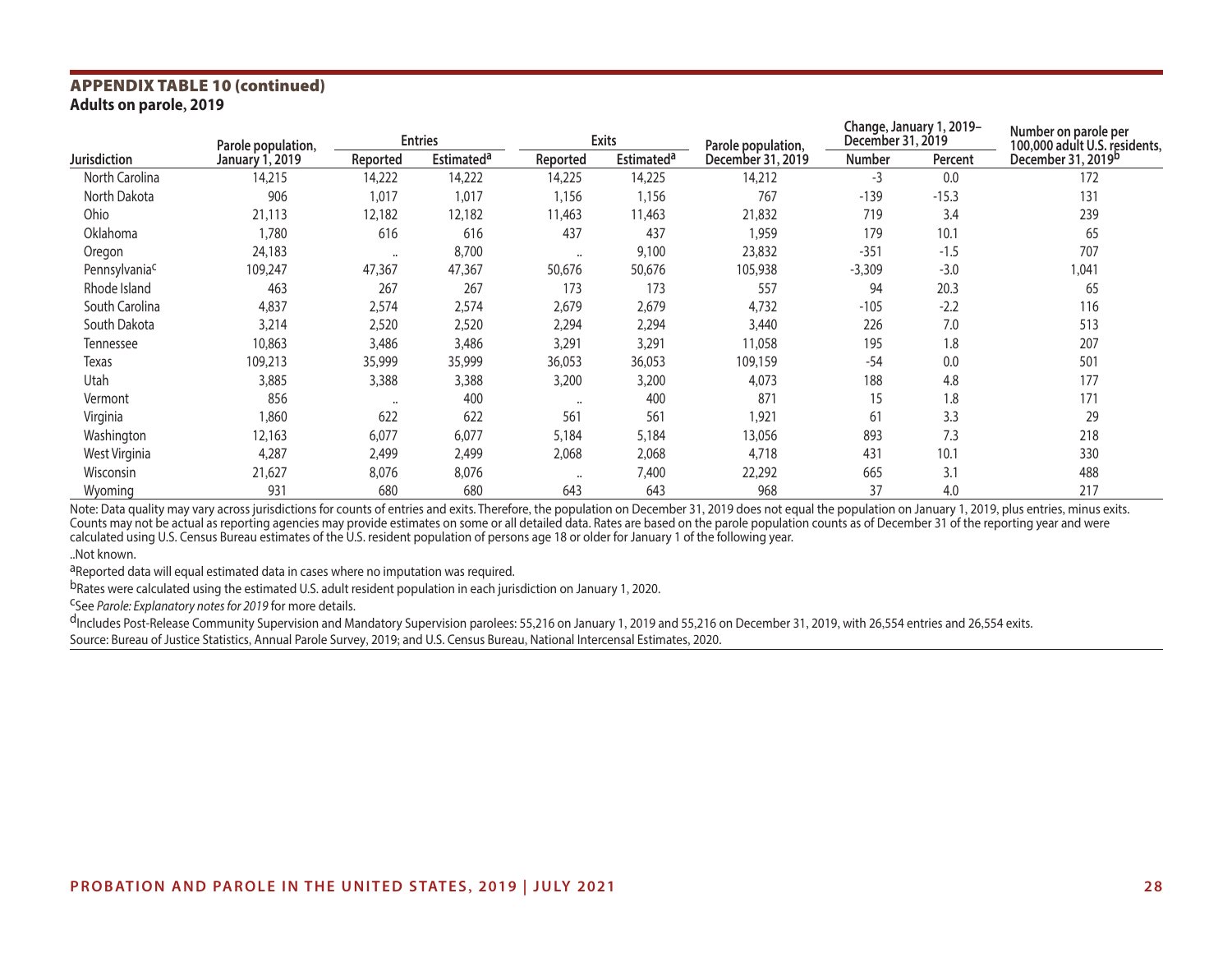## APPENDIX TABLE 10 (continued)

**Adults on parole, 2019**

| Jurisdiction | Parole population, January 1, 2019 | Entries | | Exits | | Parole population, December 31, 2019 | Change, January 1, 2019–December 31, 2019 | | Number on parole per 100,000 adult U.S. residents, December 31, 2019[b] |
|---|---|---|---|---|---|---|---|---|---|
| | | Reported | Estimated[a] | Reported | Estimated[a] | | Number | Percent | |
| North Carolina | 14,215 | 14,222 | 14,222 | 14,225 | 14,225 | 14,212 | -3 | 0.0 | 172 |
| North Dakota | 906 | 1,017 | 1,017 | 1,156 | 1,156 | 767 | -139 | -15.3 | 131 |
| Ohio | 21,113 | 12,182 | 12,182 | 11,463 | 11,463 | 21,832 | 719 | 3.4 | 239 |
| Oklahoma | 1,780 | 616 | 616 | 437 | 437 | 1,959 | 179 | 10.1 | 65 |
| Oregon | 24,183 | .. | 8,700 | .. | 9,100 | 23,832 | -351 | -1.5 | 707 |
| Pennsylvania[c] | 109,247 | 47,367 | 47,367 | 50,676 | 50,676 | 105,938 | -3,309 | -3.0 | 1,041 |
| Rhode Island | 463 | 267 | 267 | 173 | 173 | 557 | 94 | 20.3 | 65 |
| South Carolina | 4,837 | 2,574 | 2,574 | 2,679 | 2,679 | 4,732 | -105 | -2.2 | 116 |
| South Dakota | 3,214 | 2,520 | 2,520 | 2,294 | 2,294 | 3,440 | 226 | 7.0 | 513 |
| Tennessee | 10,863 | 3,486 | 3,486 | 3,291 | 3,291 | 11,058 | 195 | 1.8 | 207 |
| Texas | 109,213 | 35,999 | 35,999 | 36,053 | 36,053 | 109,159 | -54 | 0.0 | 501 |
| Utah | 3,885 | 3,388 | 3,388 | 3,200 | 3,200 | 4,073 | 188 | 4.8 | 177 |
| Vermont | 856 | .. | 400 | .. | 400 | 871 | 15 | 1.8 | 171 |
| Virginia | 1,860 | 622 | 622 | 561 | 561 | 1,921 | 61 | 3.3 | 29 |
| Washington | 12,163 | 6,077 | 6,077 | 5,184 | 5,184 | 13,056 | 893 | 7.3 | 218 |
| West Virginia | 4,287 | 2,499 | 2,499 | 2,068 | 2,068 | 4,718 | 431 | 10.1 | 330 |
| Wisconsin | 21,627 | 8,076 | 8,076 | .. | 7,400 | 22,292 | 665 | 3.1 | 488 |
| Wyoming | 931 | 680 | 680 | 643 | 643 | 968 | 37 | 4.0 | 217 |

Note: Data quality may vary across jurisdictions for counts of entries and exits. Therefore, the population on December 31, 2019 does not equal the population on January 1, 2019, plus entries, minus exits. Counts may not be actual as reporting agencies may provide estimates on some or all detailed data. Rates are based on the parole population counts as of December 31 of the reporting year and were calculated using U.S. Census Bureau estimates of the U.S. resident population of persons age 18 or older for January 1 of the following year.

..Not known.

[a]Reported data will equal estimated data in cases where no imputation was required.

[b]Rates were calculated using the estimated U.S. adult resident population in each jurisdiction on January 1, 2020.

[c]See *Parole: Explanatory notes for 2019* for more details.

[d]Includes Post-Release Community Supervision and Mandatory Supervision parolees: 55,216 on January 1, 2019 and 55,216 on December 31, 2019, with 26,554 entries and 26,554 exits.

Source: Bureau of Justice Statistics, Annual Parole Survey, 2019; and U.S. Census Bureau, National Intercensal Estimates, 2020.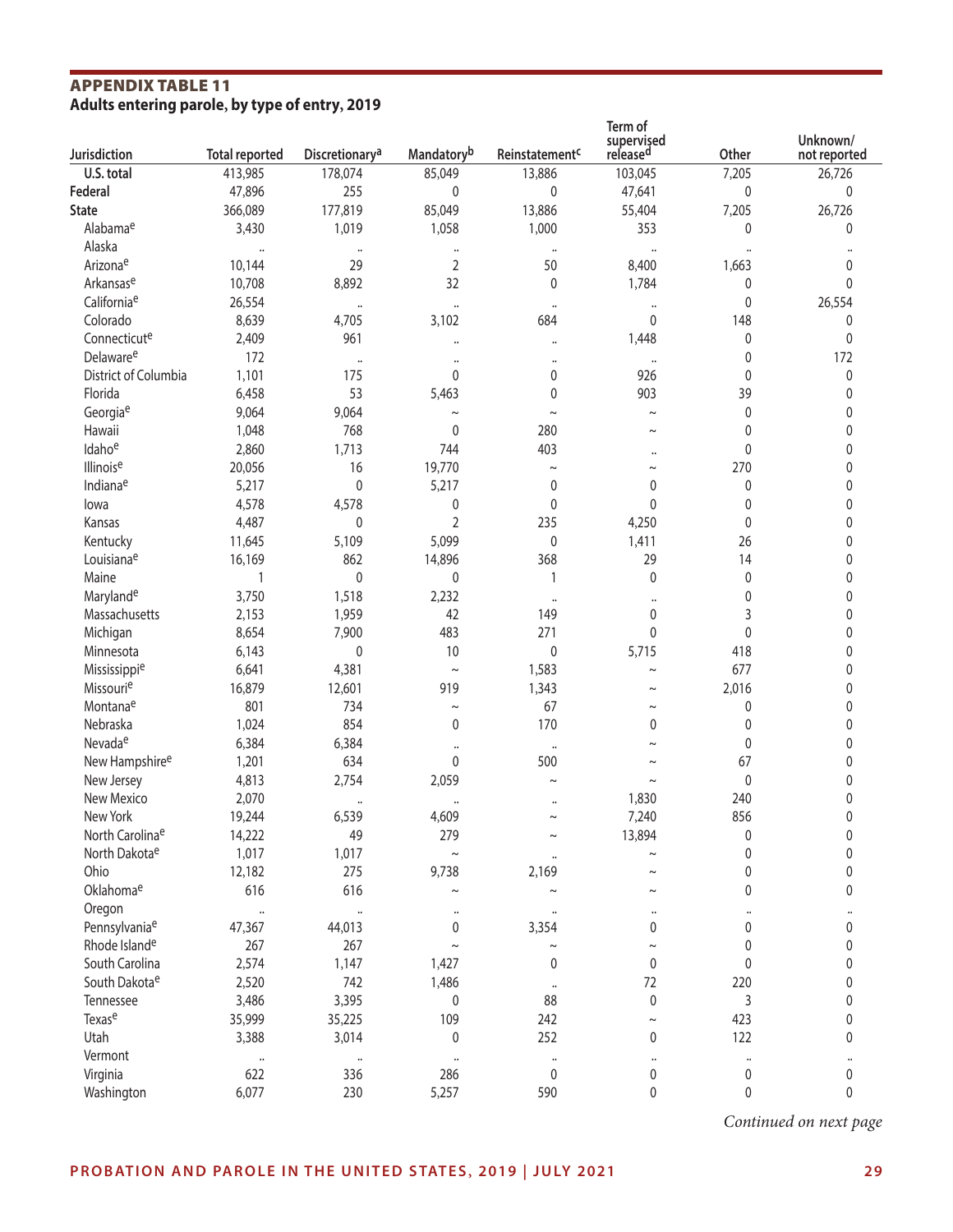## APPENDIX TABLE 11
**Adults entering parole, by type of entry, 2019**

| Jurisdiction | Total reported | Discretionary[a] | Mandatory[b] | Reinstatement[c] | Term of supervised released[d] | Other | Unknown/ not reported |
|---|---|---|---|---|---|---|---|
| **U.S. total** | 413,985 | 178,074 | 85,049 | 13,886 | 103,045 | 7,205 | 26,726 |
| **Federal** | 47,896 | 255 | 0 | 0 | 47,641 | 0 | 0 |
| **State** | 366,089 | 177,819 | 85,049 | 13,886 | 55,404 | 7,205 | 26,726 |
| Alabama[e] | 3,430 | 1,019 | 1,058 | 1,000 | 353 | 0 | 0 |
| Alaska | .. | .. | .. | .. | .. | .. | .. |
| Arizona[e] | 10,144 | 29 | 2 | 50 | 8,400 | 1,663 | 0 |
| Arkansas[e] | 10,708 | 8,892 | 32 | 0 | 1,784 | 0 | 0 |
| California[e] | 26,554 | .. | .. | .. | .. | 0 | 26,554 |
| Colorado | 8,639 | 4,705 | 3,102 | 684 | 0 | 148 | 0 |
| Connecticut[e] | 2,409 | 961 | .. | .. | 1,448 | 0 | 0 |
| Delaware[e] | 172 | .. | .. | .. | .. | 0 | 172 |
| District of Columbia | 1,101 | 175 | 0 | 0 | 926 | 0 | 0 |
| Florida | 6,458 | 53 | 5,463 | 0 | 903 | 39 | 0 |
| Georgia[e] | 9,064 | 9,064 | ~ | ~ | ~ | 0 | 0 |
| Hawaii | 1,048 | 768 | 0 | 280 | ~ | 0 | 0 |
| Idaho[e] | 2,860 | 1,713 | 744 | 403 | .. | 0 | 0 |
| Illinois[e] | 20,056 | 16 | 19,770 | ~ | ~ | 270 | 0 |
| Indiana[e] | 5,217 | 0 | 5,217 | 0 | 0 | 0 | 0 |
| Iowa | 4,578 | 4,578 | 0 | 0 | 0 | 0 | 0 |
| Kansas | 4,487 | 0 | 2 | 235 | 4,250 | 0 | 0 |
| Kentucky | 11,645 | 5,109 | 5,099 | 0 | 1,411 | 26 | 0 |
| Louisiana[e] | 16,169 | 862 | 14,896 | 368 | 29 | 14 | 0 |
| Maine | 1 | 0 | 0 | 1 | 0 | 0 | 0 |
| Maryland[e] | 3,750 | 1,518 | 2,232 | .. | .. | 0 | 0 |
| Massachusetts | 2,153 | 1,959 | 42 | 149 | 0 | 3 | 0 |
| Michigan | 8,654 | 7,900 | 483 | 271 | 0 | 0 | 0 |
| Minnesota | 6,143 | 0 | 10 | 0 | 5,715 | 418 | 0 |
| Mississippi[e] | 6,641 | 4,381 | ~ | 1,583 | ~ | 677 | 0 |
| Missouri[e] | 16,879 | 12,601 | 919 | 1,343 | ~ | 2,016 | 0 |
| Montana[e] | 801 | 734 | ~ | 67 | ~ | 0 | 0 |
| Nebraska | 1,024 | 854 | 0 | 170 | 0 | 0 | 0 |
| Nevada[e] | 6,384 | 6,384 | .. | .. | ~ | 0 | 0 |
| New Hampshire[e] | 1,201 | 634 | 0 | 500 | ~ | 67 | 0 |
| New Jersey | 4,813 | 2,754 | 2,059 | ~ | ~ | 0 | 0 |
| New Mexico | 2,070 | .. | .. | .. | 1,830 | 240 | 0 |
| New York | 19,244 | 6,539 | 4,609 | ~ | 7,240 | 856 | 0 |
| North Carolina[e] | 14,222 | 49 | 279 | ~ | 13,894 | 0 | 0 |
| North Dakota[e] | 1,017 | 1,017 | ~ | .. | ~ | 0 | 0 |
| Ohio | 12,182 | 275 | 9,738 | 2,169 | ~ | 0 | 0 |
| Oklahoma[e] | 616 | 616 | ~ | ~ | ~ | 0 | 0 |
| Oregon | .. | .. | .. | .. | .. | .. | .. |
| Pennsylvania[e] | 47,367 | 44,013 | 0 | 3,354 | 0 | 0 | 0 |
| Rhode Island[e] | 267 | 267 | ~ | ~ | ~ | 0 | 0 |
| South Carolina | 2,574 | 1,147 | 1,427 | 0 | 0 | 0 | 0 |
| South Dakota[e] | 2,520 | 742 | 1,486 | .. | 72 | 220 | 0 |
| Tennessee | 3,486 | 3,395 | 0 | 88 | 0 | 3 | 0 |
| Texas[e] | 35,999 | 35,225 | 109 | 242 | ~ | 423 | 0 |
| Utah | 3,388 | 3,014 | 0 | 252 | 0 | 122 | 0 |
| Vermont | .. | .. | .. | .. | .. | .. | .. |
| Virginia | 622 | 336 | 286 | 0 | 0 | 0 | 0 |
| Washington | 6,077 | 230 | 5,257 | 590 | 0 | 0 | 0 |

*Continued on next page*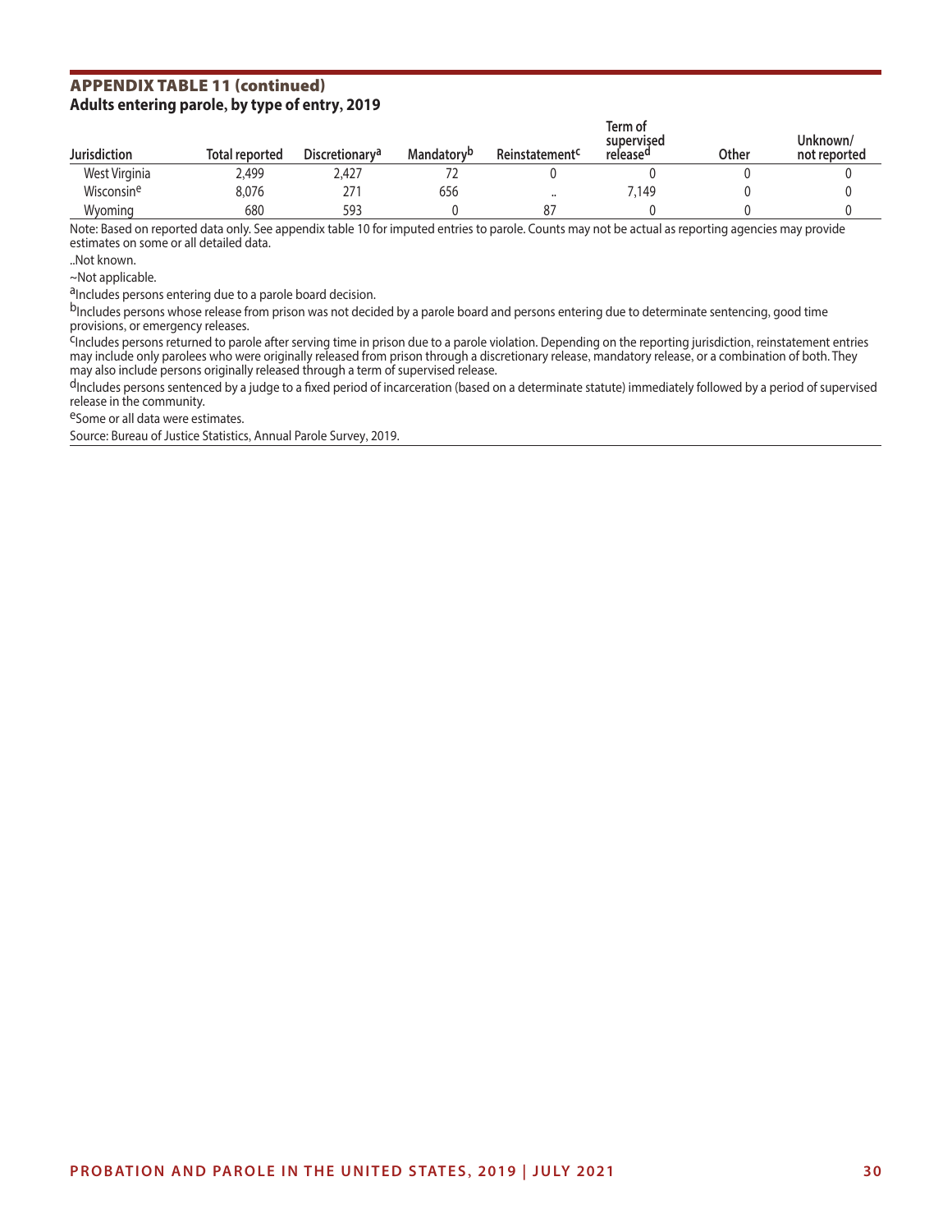## APPENDIX TABLE 11 (continued)

**Adults entering parole, by type of entry, 2019**

| Jurisdiction | Total reported | Discretionary[a] | Mandatory[b] | Reinstatement[c] | Term of supervised release[d] | Other | Unknown/ not reported |
|---|---|---|---|---|---|---|---|
| West Virginia | 2,499 | 2,427 | 72 | 0 | 0 | 0 | 0 |
| Wisconsin[e] | 8,076 | 271 | 656 | .. | 7,149 | 0 | 0 |
| Wyoming | 680 | 593 | 0 | 87 | 0 | 0 | 0 |

Note: Based on reported data only. See appendix table 10 for imputed entries to parole. Counts may not be actual as reporting agencies may provide estimates on some or all detailed data.

..Not known.

~Not applicable.

[a]Includes persons entering due to a parole board decision.

[b]Includes persons whose release from prison was not decided by a parole board and persons entering due to determinate sentencing, good time provisions, or emergency releases.

[c]Includes persons returned to parole after serving time in prison due to a parole violation. Depending on the reporting jurisdiction, reinstatement entries may include only parolees who were originally released from prison through a discretionary release, mandatory release, or a combination of both. They may also include persons originally released through a term of supervised release.

[d]Includes persons sentenced by a judge to a fixed period of incarceration (based on a determinate statute) immediately followed by a period of supervised release in the community.

[e]Some or all data were estimates.

Source: Bureau of Justice Statistics, Annual Parole Survey, 2019.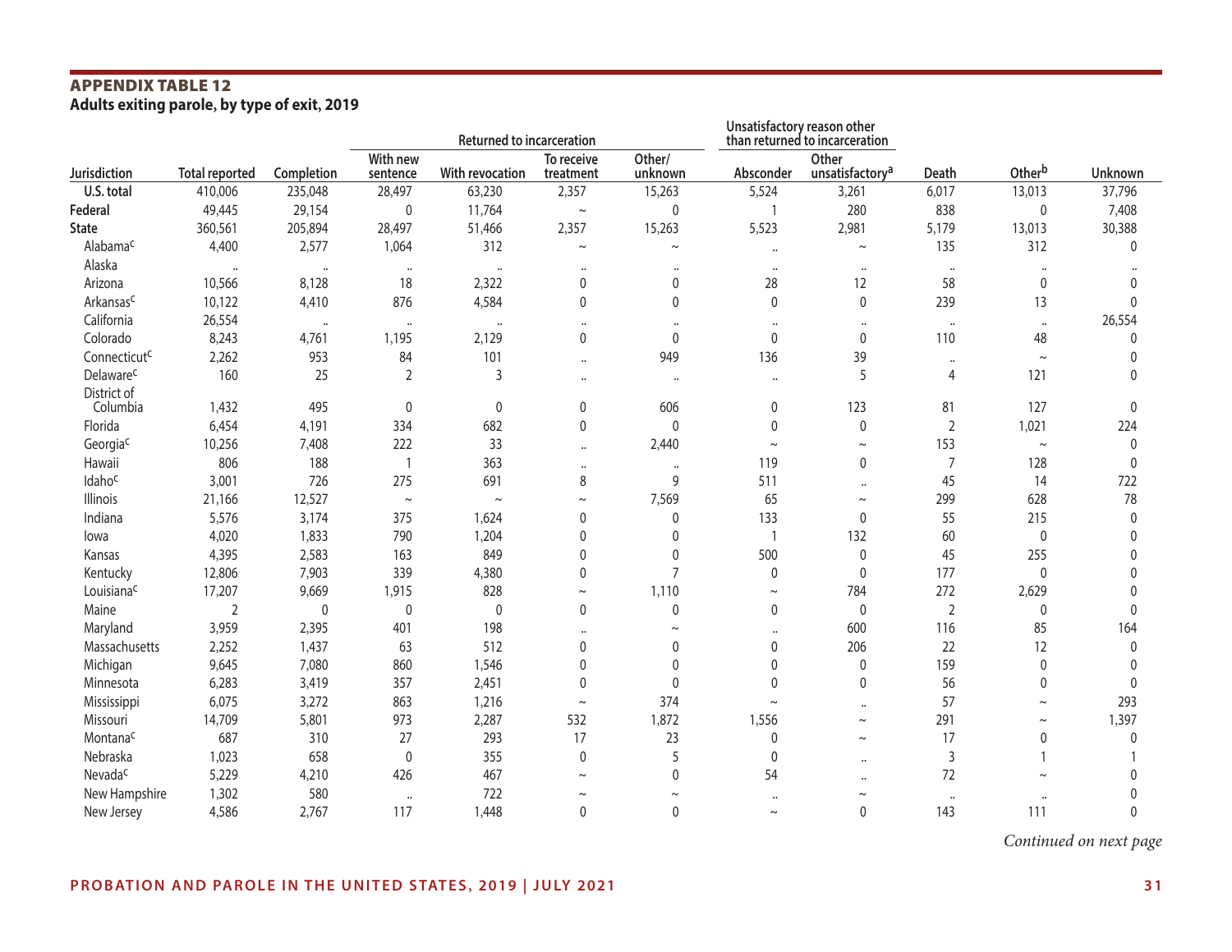## APPENDIX TABLE 12

**Adults exiting parole, by type of exit, 2019**

| Jurisdiction | Total reported | Completion | Returned to incarceration | | | | Unsatisfactory reason other than returned to incarceration | | Death | Other[b] | Unknown |
|---|---|---|---|---|---|---|---|---|---|---|---|
| | | | With new sentence | With revocation | To receive treatment | Other/ unknown | Absconder | Other unsatisfactory[a] | | | |
| **U.S. total** | 410,006 | 235,048 | 28,497 | 63,230 | 2,357 | 15,263 | 5,524 | 3,261 | 6,017 | 13,013 | 37,796 |
| **Federal** | 49,445 | 29,154 | 0 | 11,764 | ~ | 0 | 1 | 280 | 838 | 0 | 7,408 |
| **State** | 360,561 | 205,894 | 28,497 | 51,466 | 2,357 | 15,263 | 5,523 | 2,981 | 5,179 | 13,013 | 30,388 |
| Alabama[c] | 4,400 | 2,577 | 1,064 | 312 | ~ | ~ | .. | ~ | 135 | 312 | 0 |
| Alaska | .. | .. | .. | .. | .. | .. | .. | .. | .. | .. | .. |
| Arizona | 10,566 | 8,128 | 18 | 2,322 | 0 | 0 | 28 | 12 | 58 | 0 | 0 |
| Arkansas[c] | 10,122 | 4,410 | 876 | 4,584 | 0 | 0 | 0 | 0 | 239 | 13 | 0 |
| California | 26,554 | .. | .. | .. | .. | .. | .. | .. | .. | .. | 26,554 |
| Colorado | 8,243 | 4,761 | 1,195 | 2,129 | 0 | 0 | 0 | 0 | 110 | 48 | 0 |
| Connecticut[c] | 2,262 | 953 | 84 | 101 | .. | 949 | 136 | 39 | .. | ~ | 0 |
| Delaware[c] | 160 | 25 | 2 | 3 | .. | .. | .. | 5 | 4 | 121 | 0 |
| District of Columbia | 1,432 | 495 | 0 | 0 | 0 | 606 | 0 | 123 | 81 | 127 | 0 |
| Florida | 6,454 | 4,191 | 334 | 682 | 0 | 0 | 0 | 0 | 2 | 1,021 | 224 |
| Georgia[c] | 10,256 | 7,408 | 222 | 33 | .. | 2,440 | ~ | ~ | 153 | ~ | 0 |
| Hawaii | 806 | 188 | 1 | 363 | .. | .. | 119 | 0 | 7 | 128 | 0 |
| Idaho[c] | 3,001 | 726 | 275 | 691 | 8 | 9 | 511 | .. | 45 | 14 | 722 |
| Illinois | 21,166 | 12,527 | ~ | ~ | ~ | 7,569 | 65 | ~ | 299 | 628 | 78 |
| Indiana | 5,576 | 3,174 | 375 | 1,624 | 0 | 0 | 133 | 0 | 55 | 215 | 0 |
| Iowa | 4,020 | 1,833 | 790 | 1,204 | 0 | 0 | 1 | 132 | 60 | 0 | 0 |
| Kansas | 4,395 | 2,583 | 163 | 849 | 0 | 0 | 500 | 0 | 45 | 255 | 0 |
| Kentucky | 12,806 | 7,903 | 339 | 4,380 | 0 | 7 | 0 | 0 | 177 | 0 | 0 |
| Louisiana[c] | 17,207 | 9,669 | 1,915 | 828 | ~ | 1,110 | ~ | 784 | 272 | 2,629 | 0 |
| Maine | 2 | 0 | 0 | 0 | 0 | 0 | 0 | 0 | 2 | 0 | 0 |
| Maryland | 3,959 | 2,395 | 401 | 198 | .. | ~ | .. | 600 | 116 | 85 | 164 |
| Massachusetts | 2,252 | 1,437 | 63 | 512 | 0 | 0 | 0 | 206 | 22 | 12 | 0 |
| Michigan | 9,645 | 7,080 | 860 | 1,546 | 0 | 0 | 0 | 0 | 159 | 0 | 0 |
| Minnesota | 6,283 | 3,419 | 357 | 2,451 | 0 | 0 | 0 | 0 | 56 | 0 | 0 |
| Mississippi | 6,075 | 3,272 | 863 | 1,216 | ~ | 374 | ~ | .. | 57 | ~ | 293 |
| Missouri | 14,709 | 5,801 | 973 | 2,287 | 532 | 1,872 | 1,556 | ~ | 291 | ~ | 1,397 |
| Montana[c] | 687 | 310 | 27 | 293 | 17 | 23 | 0 | ~ | 17 | 0 | 0 |
| Nebraska | 1,023 | 658 | 0 | 355 | 0 | 5 | 0 | .. | 3 | 1 | 1 |
| Nevada[c] | 5,229 | 4,210 | 426 | 467 | ~ | 0 | 54 | .. | 72 | ~ | 0 |
| New Hampshire | 1,302 | 580 | .. | 722 | ~ | ~ | .. | ~ | .. | .. | 0 |
| New Jersey | 4,586 | 2,767 | 117 | 1,448 | 0 | 0 | ~ | 0 | 143 | 111 | 0 |

*Continued on next page*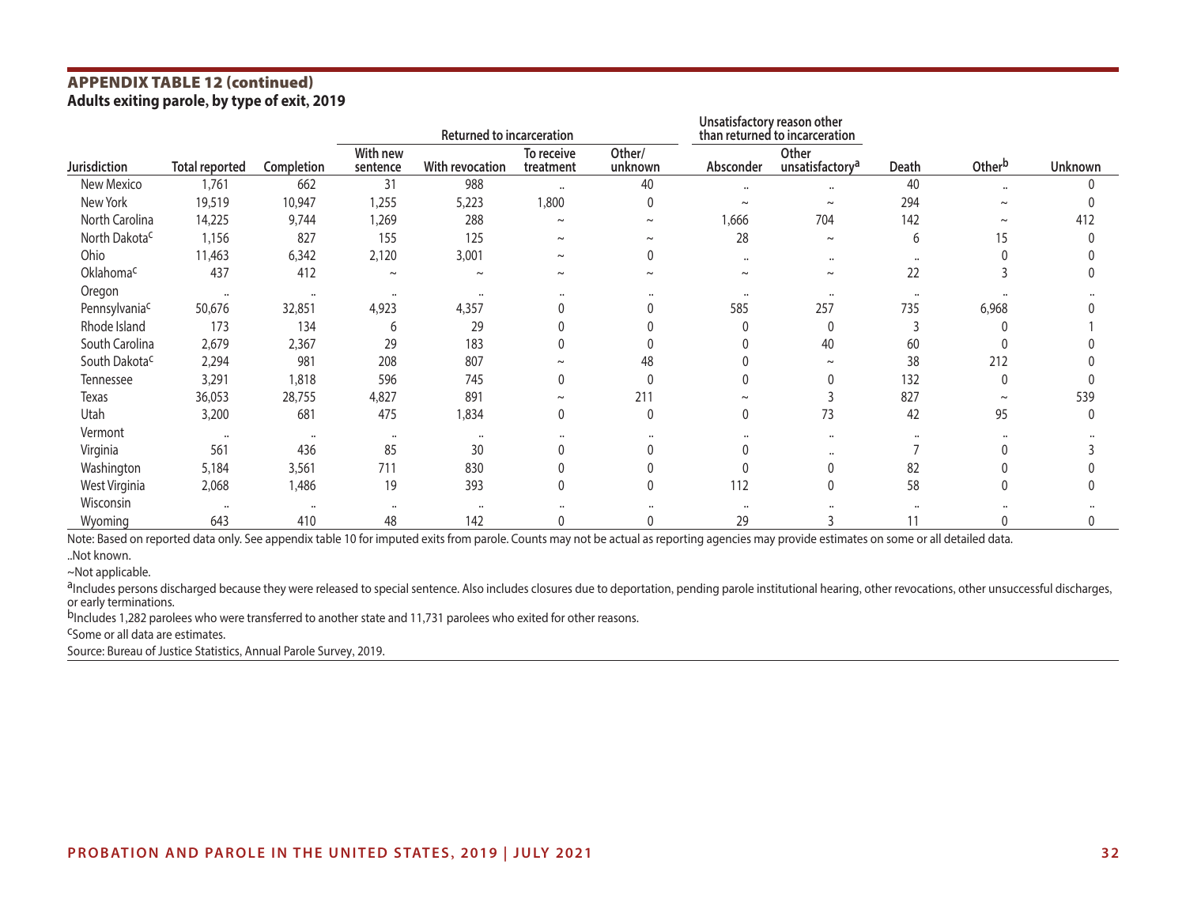## APPENDIX TABLE 12 (continued)

**Adults exiting parole, by type of exit, 2019**

| | | | Returned to incarceration | | | | Unsatisfactory reason other than returned to incarceration | | | | |
|---|---|---|---|---|---|---|---|---|---|---|---|
| Jurisdiction | Total reported | Completion | With new sentence | With revocation | To receive treatment | Other/ unknown | Absconder | Other unsatisfactory[a] | Death | Other[b] | Unknown |
| New Mexico | 1,761 | 662 | 31 | 988 | .. | 40 | .. | .. | 40 | .. | 0 |
| New York | 19,519 | 10,947 | 1,255 | 5,223 | 1,800 | 0 | ~ | ~ | 294 | ~ | 0 |
| North Carolina | 14,225 | 9,744 | 1,269 | 288 | ~ | ~ | 1,666 | 704 | 142 | ~ | 412 |
| North Dakota[c] | 1,156 | 827 | 155 | 125 | ~ | ~ | 28 | ~ | 6 | 15 | 0 |
| Ohio | 11,463 | 6,342 | 2,120 | 3,001 | ~ | 0 | .. | .. | .. | 0 | 0 |
| Oklahoma[c] | 437 | 412 | ~ | ~ | ~ | ~ | ~ | ~ | 22 | 3 | 0 |
| Oregon | .. | .. | .. | .. | .. | .. | .. | .. | .. | .. | .. |
| Pennsylvania[c] | 50,676 | 32,851 | 4,923 | 4,357 | 0 | 0 | 585 | 257 | 735 | 6,968 | 0 |
| Rhode Island | 173 | 134 | 6 | 29 | 0 | 0 | 0 | 0 | 3 | 0 | 1 |
| South Carolina | 2,679 | 2,367 | 29 | 183 | 0 | 0 | 0 | 40 | 60 | 0 | 0 |
| South Dakota[c] | 2,294 | 981 | 208 | 807 | ~ | 48 | 0 | ~ | 38 | 212 | 0 |
| Tennessee | 3,291 | 1,818 | 596 | 745 | 0 | 0 | 0 | 0 | 132 | 0 | 0 |
| Texas | 36,053 | 28,755 | 4,827 | 891 | ~ | 211 | ~ | 3 | 827 | ~ | 539 |
| Utah | 3,200 | 681 | 475 | 1,834 | 0 | 0 | 0 | 73 | 42 | 95 | 0 |
| Vermont | .. | .. | .. | .. | .. | .. | .. | .. | .. | .. | .. |
| Virginia | 561 | 436 | 85 | 30 | 0 | 0 | 0 | .. | 7 | 0 | 3 |
| Washington | 5,184 | 3,561 | 711 | 830 | 0 | 0 | 0 | 0 | 82 | 0 | 0 |
| West Virginia | 2,068 | 1,486 | 19 | 393 | 0 | 0 | 112 | 0 | 58 | 0 | 0 |
| Wisconsin | .. | .. | .. | .. | .. | .. | .. | .. | .. | .. | .. |
| Wyoming | 643 | 410 | 48 | 142 | 0 | 0 | 29 | 3 | 11 | 0 | 0 |

Note: Based on reported data only. See appendix table 10 for imputed exits from parole. Counts may not be actual as reporting agencies may provide estimates on some or all detailed data.

..Not known.

~Not applicable.

[a]Includes persons discharged because they were released to special sentence. Also includes closures due to deportation, pending parole institutional hearing, other revocations, other unsuccessful discharges, or early terminations.

[b]Includes 1,282 parolees who were transferred to another state and 11,731 parolees who exited for other reasons.

[c]Some or all data are estimates.

Source: Bureau of Justice Statistics, Annual Parole Survey, 2019.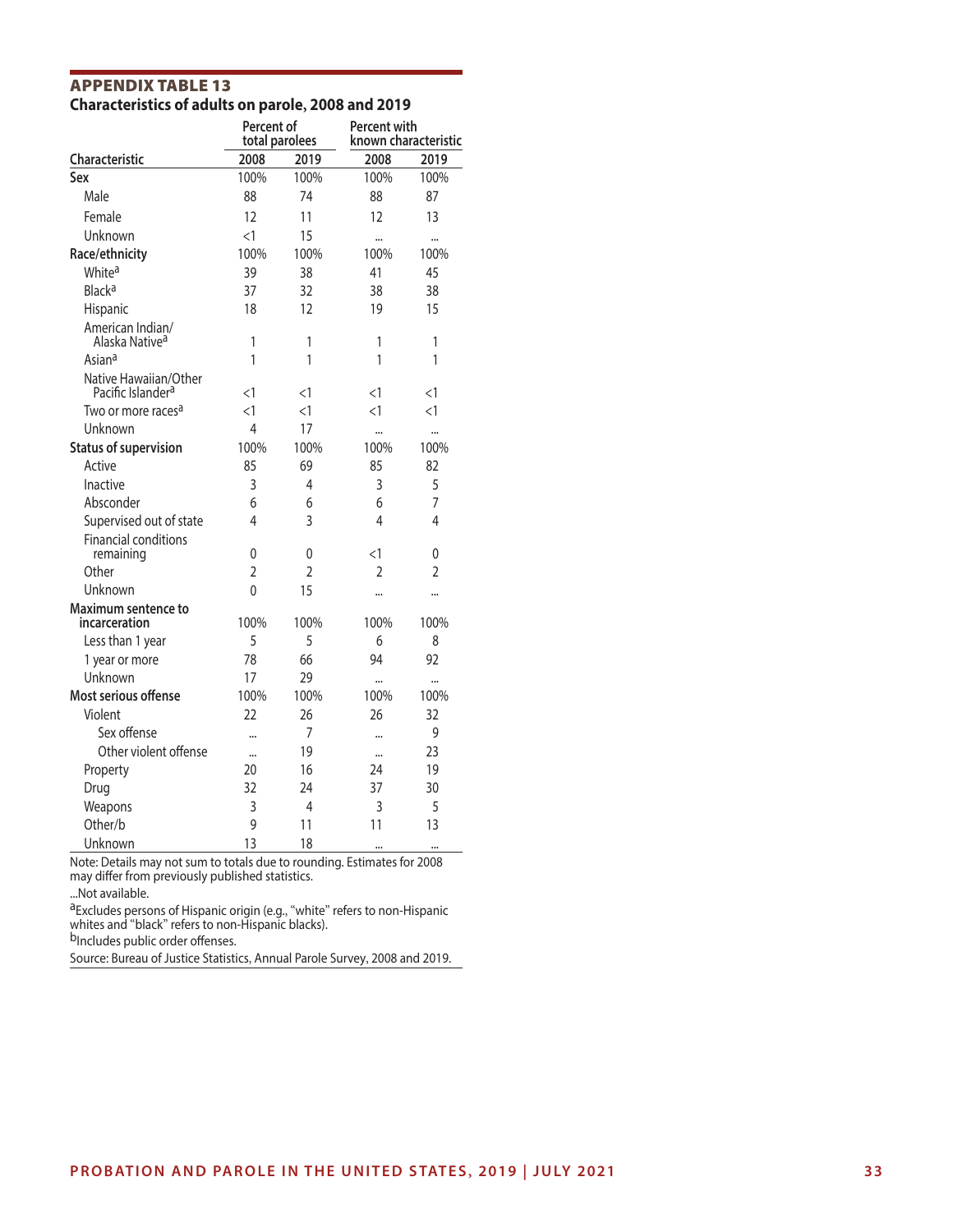## APPENDIX TABLE 13

### Characteristics of adults on parole, 2008 and 2019

| Characteristic | Percent of total parolees | | Percent with known characteristic | |
|---|---|---|---|---|
| | 2008 | 2019 | 2008 | 2019 |
| **Sex** | 100% | 100% | 100% | 100% |
| Male | 88 | 74 | 88 | 87 |
| Female | 12 | 11 | 12 | 13 |
| Unknown | <1 | 15 | ... | ... |
| **Race/ethnicity** | 100% | 100% | 100% | 100% |
| White[a] | 39 | 38 | 41 | 45 |
| Black[a] | 37 | 32 | 38 | 38 |
| Hispanic | 18 | 12 | 19 | 15 |
| American Indian/ Alaska Native[a] | 1 | 1 | 1 | 1 |
| Asian[a] | 1 | 1 | 1 | 1 |
| Native Hawaiian/Other Pacific Islander[a] | <1 | <1 | <1 | <1 |
| Two or more races[a] | <1 | <1 | <1 | <1 |
| Unknown | 4 | 17 | ... | ... |
| **Status of supervision** | 100% | 100% | 100% | 100% |
| Active | 85 | 69 | 85 | 82 |
| Inactive | 3 | 4 | 3 | 5 |
| Absconder | 6 | 6 | 6 | 7 |
| Supervised out of state | 4 | 3 | 4 | 4 |
| Financial conditions remaining | 0 | 0 | <1 | 0 |
| Other | 2 | 2 | 2 | 2 |
| Unknown | 0 | 15 | ... | ... |
| **Maximum sentence to incarceration** | 100% | 100% | 100% | 100% |
| Less than 1 year | 5 | 5 | 6 | 8 |
| 1 year or more | 78 | 66 | 94 | 92 |
| Unknown | 17 | 29 | ... | ... |
| **Most serious offense** | 100% | 100% | 100% | 100% |
| Violent | 22 | 26 | 26 | 32 |
| Sex offense | ... | 7 | ... | 9 |
| Other violent offense | ... | 19 | ... | 23 |
| Property | 20 | 16 | 24 | 19 |
| Drug | 32 | 24 | 37 | 30 |
| Weapons | 3 | 4 | 3 | 5 |
| Other/b | 9 | 11 | 11 | 13 |
| Unknown | 13 | 18 | ... | ... |

Note: Details may not sum to totals due to rounding. Estimates for 2008 may differ from previously published statistics.

...Not available.

[a]Excludes persons of Hispanic origin (e.g., "white" refers to non-Hispanic whites and "black" refers to non-Hispanic blacks).

[b]Includes public order offenses.

Source: Bureau of Justice Statistics, Annual Parole Survey, 2008 and 2019.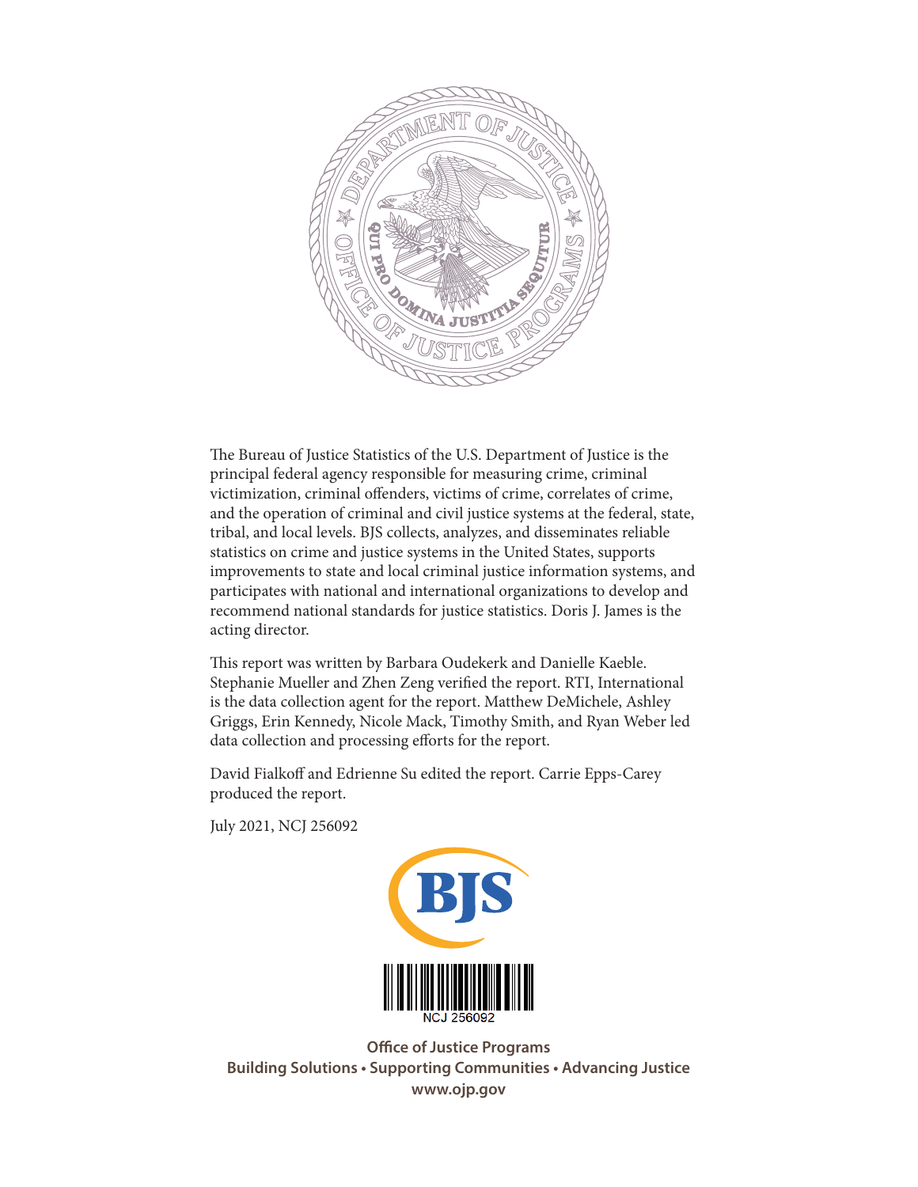The Bureau of Justice Statistics of the U.S. Department of Justice is the principal federal agency responsible for measuring crime, criminal victimization, criminal offenders, victims of crime, correlates of crime, and the operation of criminal and civil justice systems at the federal, state, tribal, and local levels. BJS collects, analyzes, and disseminates reliable statistics on crime and justice systems in the United States, supports improvements to state and local criminal justice information systems, and participates with national and international organizations to develop and recommend national standards for justice statistics. Doris J. James is the acting director.

This report was written by Barbara Oudekerk and Danielle Kaeble. Stephanie Mueller and Zhen Zeng verified the report. RTI, International is the data collection agent for the report. Matthew DeMichele, Ashley Griggs, Erin Kennedy, Nicole Mack, Timothy Smith, and Ryan Weber led data collection and processing efforts for the report.

David Fialkoff and Edrienne Su edited the report. Carrie Epps-Carey produced the report.

July 2021, NCJ 256092

NCJ 256092

**Office of Justice Programs**
**Building Solutions • Supporting Communities • Advancing Justice**
**www.ojp.gov**